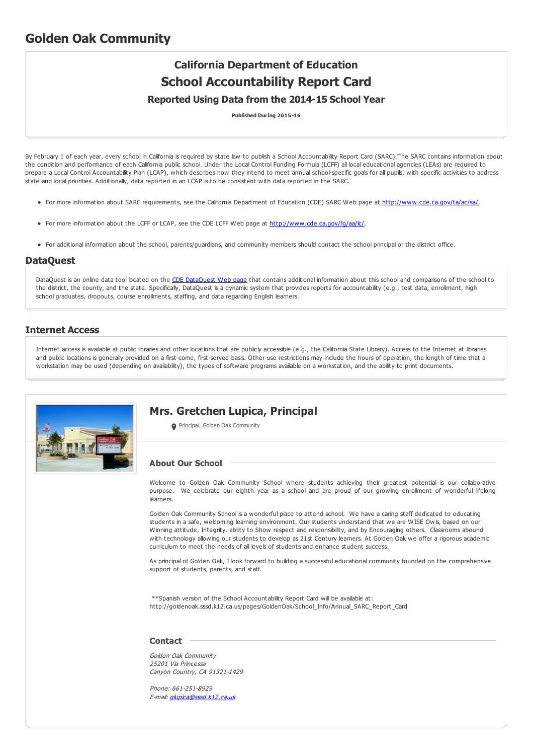# Golden Oak Community

## California Department of Education

## School Accountability Report Card

### Reported Using Data from the 2014-15 School Year

**Published During 2015-16**

By February 1 of each year, every school in California is required by state law to publish a School Accountability Report Card (SARC).The SARC contains information about the condition and performance of each California public school. Under the Local Control Funding Formula (LCFF) all local educational agencies (LEAs) are required to prepare a Local Control Accountability Plan (LCAP), which describes how they intend to meet annual school-specific goals for all pupils, with specific activities to address state and local priorities. Additionally, data reported in an LCAP is to be consistent with data reported in the SARC.

- For more information about SARC requirements, see the California Department of Education (CDE) SARC Web page at http://www.cde.ca.gov/ta/ac/sa/.
- For more information about the LCFF or LCAP, see the CDE LCFF Web page at http://www.cde.ca.gov/fg/aa/lc/.
- For additional information about the school, parents/guardians, and community members should contact the school principal or the district office.

## DataQuest

DataQuest is an online data tool located on the CDE DataQuest Web page that contains additional information about this school and comparisons of the school to the district, the county, and the state. Specifically, DataQuest is a dynamic system that provides reports for accountability (e.g., test data, enrollment, high school graduates, dropouts, course enrollments, staffing, and data regarding English learners.

## Internet Access

Internet access is available at public libraries and other locations that are publicly accessible (e.g., the California State Library). Access to the Internet at libraries and public locations is generally provided on a first-come, first-served basis. Other use restrictions may include the hours of operation, the length of time that a workstation may be used (depending on availability), the types of software programs available on a workstation, and the ability to print documents.

## Mrs. Gretchen Lupica, Principal

Principal, Golden Oak Community

### About Our School

Welcome to Golden Oak Community School where students achieving their greatest potential is our collaborative purpose. We celebrate our eighth year as a school and are proud of our growing enrollment of wonderful lifelong learners.

Golden Oak Community School is a wonderful place to attend school. We have a caring staff dedicated to educating students in a safe, welcoming learning environment. Our students understand that we are WISE Owls, based on our Winning attitude, Integrity, ability to Show respect and responsibility, and by Encouraging others. Classrooms abound with technology allowing our students to develop as 21st Century learners. At Golden Oak we offer a rigorous academic curriculum to meet the needs of all levels of students and enhance student success.

As principal of Golden Oak, I look forward to building a successful educational community founded on the comprehensive support of students, parents, and staff.

**Spanish version of the School Accountability Report Card will be available at: http://goldenoak.sssd.k12.ca.us/pages/GoldenOak/School_Info/Annual_SARC_Report_Card

### Contact

*Golden Oak Community*
*25201 Via Princessa*
*Canyon Country, CA 91321-1429*

*Phone: 661-251-8929*
*E-mail: glupica@sssd.k12.ca.us*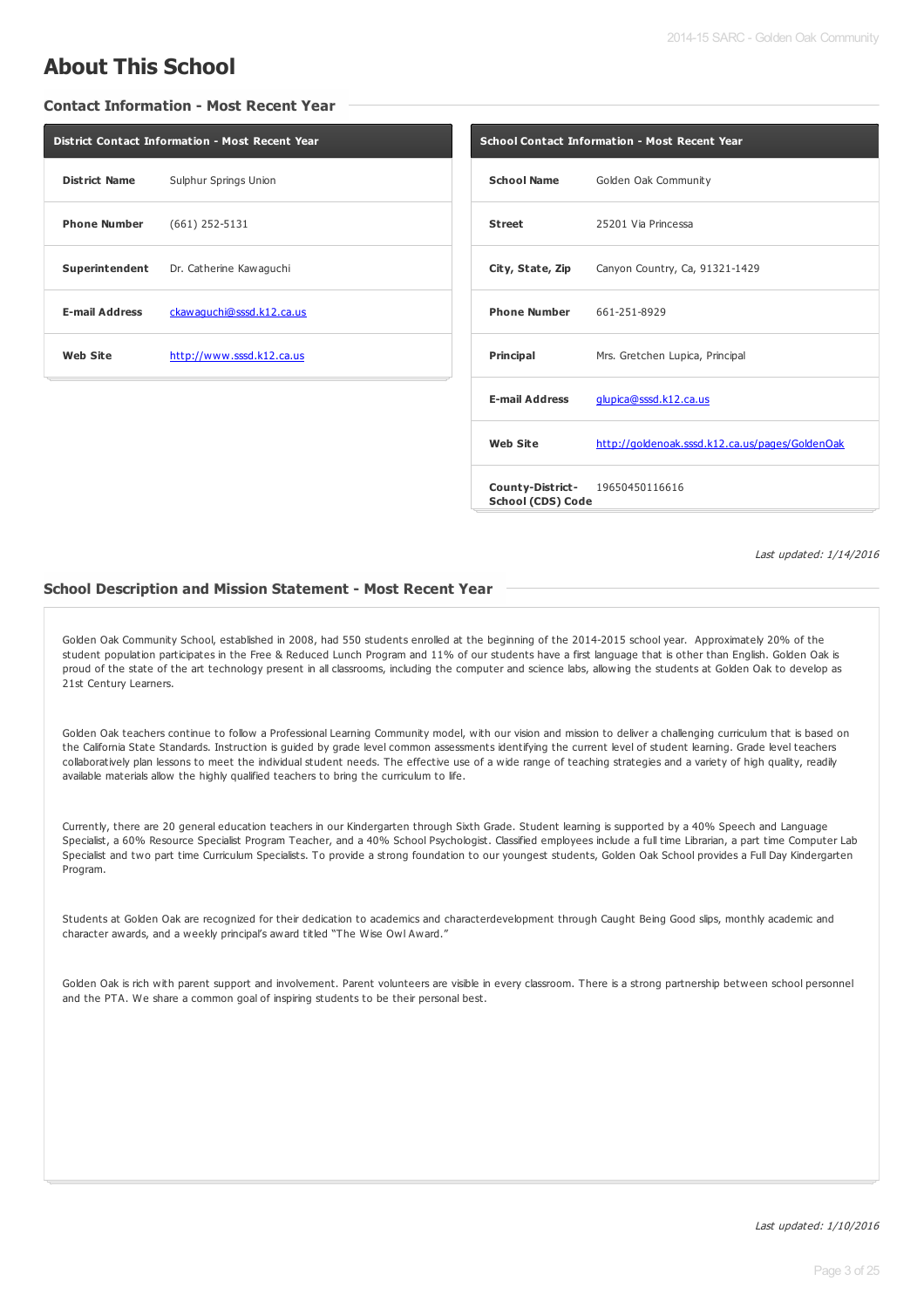# About This School

## Contact Information - Most Recent Year

| District Contact Information - Most Recent Year | |
|---|---|
| **District Name** | Sulphur Springs Union |
| **Phone Number** | (661) 252-5131 |
| **Superintendent** | Dr. Catherine Kawaguchi |
| **E-mail Address** | ckawaguchi@sssd.k12.ca.us |
| **Web Site** | http://www.sssd.k12.ca.us |

| School Contact Information - Most Recent Year | |
|---|---|
| **School Name** | Golden Oak Community |
| **Street** | 25201 Via Princessa |
| **City, State, Zip** | Canyon Country, Ca, 91321-1429 |
| **Phone Number** | 661-251-8929 |
| **Principal** | Mrs. Gretchen Lupica, Principal |
| **E-mail Address** | glupica@sssd.k12.ca.us |
| **Web Site** | http://goldenoak.sssd.k12.ca.us/pages/GoldenOak |
| **County-District-School (CDS) Code** | 19650450116616 |

*Last updated: 1/14/2016*

## School Description and Mission Statement - Most Recent Year

Golden Oak Community School, established in 2008, had 550 students enrolled at the beginning of the 2014-2015 school year. Approximately 20% of the student population participates in the Free & Reduced Lunch Program and 11% of our students have a first language that is other than English. Golden Oak is proud of the state of the art technology present in all classrooms, including the computer and science labs, allowing the students at Golden Oak to develop as 21st Century Learners.

Golden Oak teachers continue to follow a Professional Learning Community model, with our vision and mission to deliver a challenging curriculum that is based on the California State Standards. Instruction is guided by grade level common assessments identifying the current level of student learning. Grade level teachers collaboratively plan lessons to meet the individual student needs. The effective use of a wide range of teaching strategies and a variety of high quality, readily available materials allow the highly qualified teachers to bring the curriculum to life.

Currently, there are 20 general education teachers in our Kindergarten through Sixth Grade. Student learning is supported by a 40% Speech and Language Specialist, a 60% Resource Specialist Program Teacher, and a 40% School Psychologist. Classified employees include a full time Librarian, a part time Computer Lab Specialist and two part time Curriculum Specialists. To provide a strong foundation to our youngest students, Golden Oak School provides a Full Day Kindergarten Program.

Students at Golden Oak are recognized for their dedication to academics and characterdevelopment through Caught Being Good slips, monthly academic and character awards, and a weekly principal's award titled "The Wise Owl Award."

Golden Oak is rich with parent support and involvement. Parent volunteers are visible in every classroom. There is a strong partnership between school personnel and the PTA. We share a common goal of inspiring students to be their personal best.

*Last updated: 1/10/2016*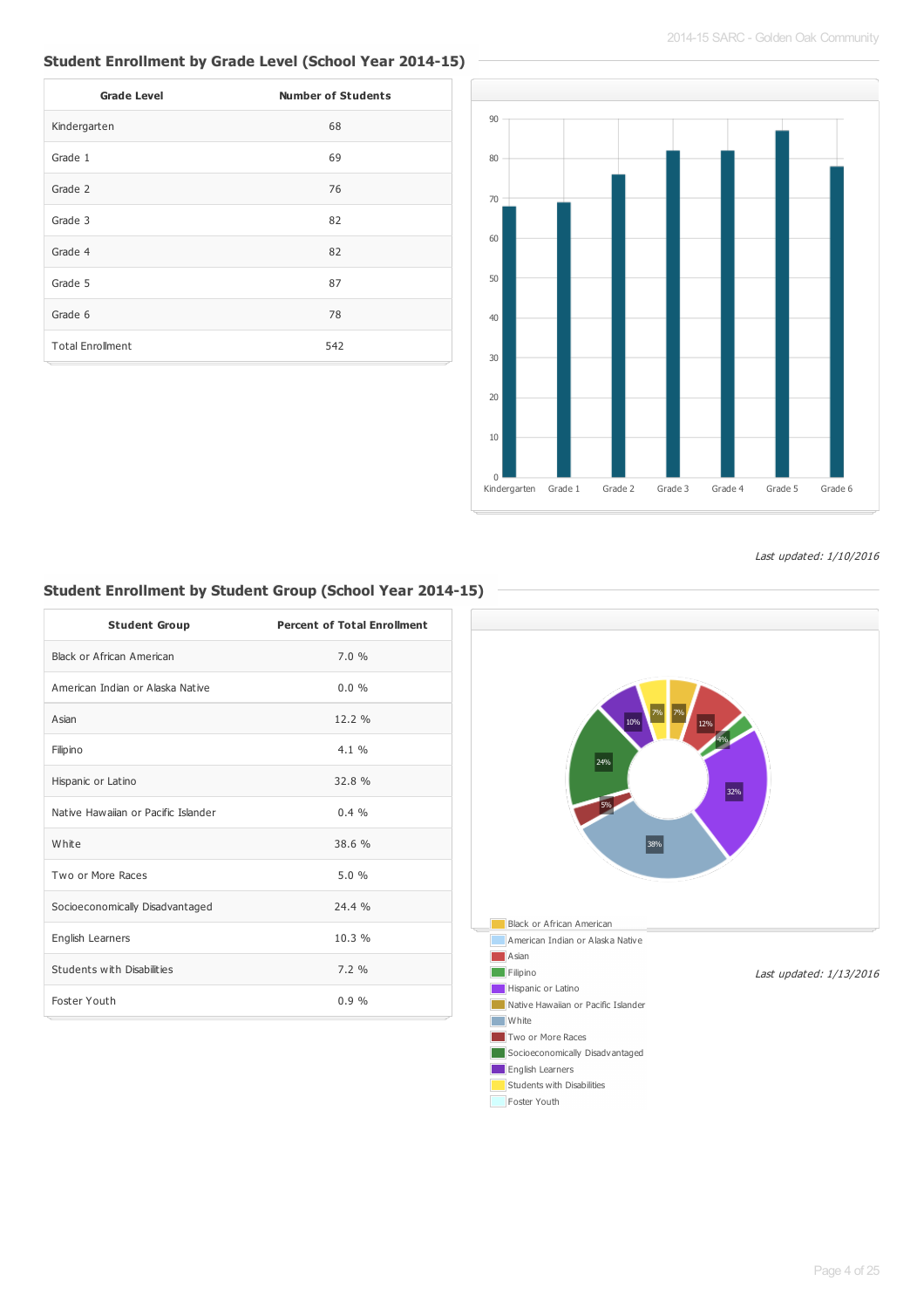## Student Enrollment by Grade Level (School Year 2014-15)

| Grade Level | Number of Students |
|---|---|
| Kindergarten | 68 |
| Grade 1 | 69 |
| Grade 2 | 76 |
| Grade 3 | 82 |
| Grade 4 | 82 |
| Grade 5 | 87 |
| Grade 6 | 78 |
| Total Enrollment | 542 |

*Last updated: 1/10/2016*

## Student Enrollment by Student Group (School Year 2014-15)

| Student Group | Percent of Total Enrollment |
|---|---|
| Black or African American | 7.0 % |
| American Indian or Alaska Native | 0.0 % |
| Asian | 12.2 % |
| Filipino | 4.1 % |
| Hispanic or Latino | 32.8 % |
| Native Hawaiian or Pacific Islander | 0.4 % |
| White | 38.6 % |
| Two or More Races | 5.0 % |
| Socioeconomically Disadvantaged | 24.4 % |
| English Learners | 10.3 % |
| Students with Disabilities | 7.2 % |
| Foster Youth | 0.9 % |

*Last updated: 1/13/2016*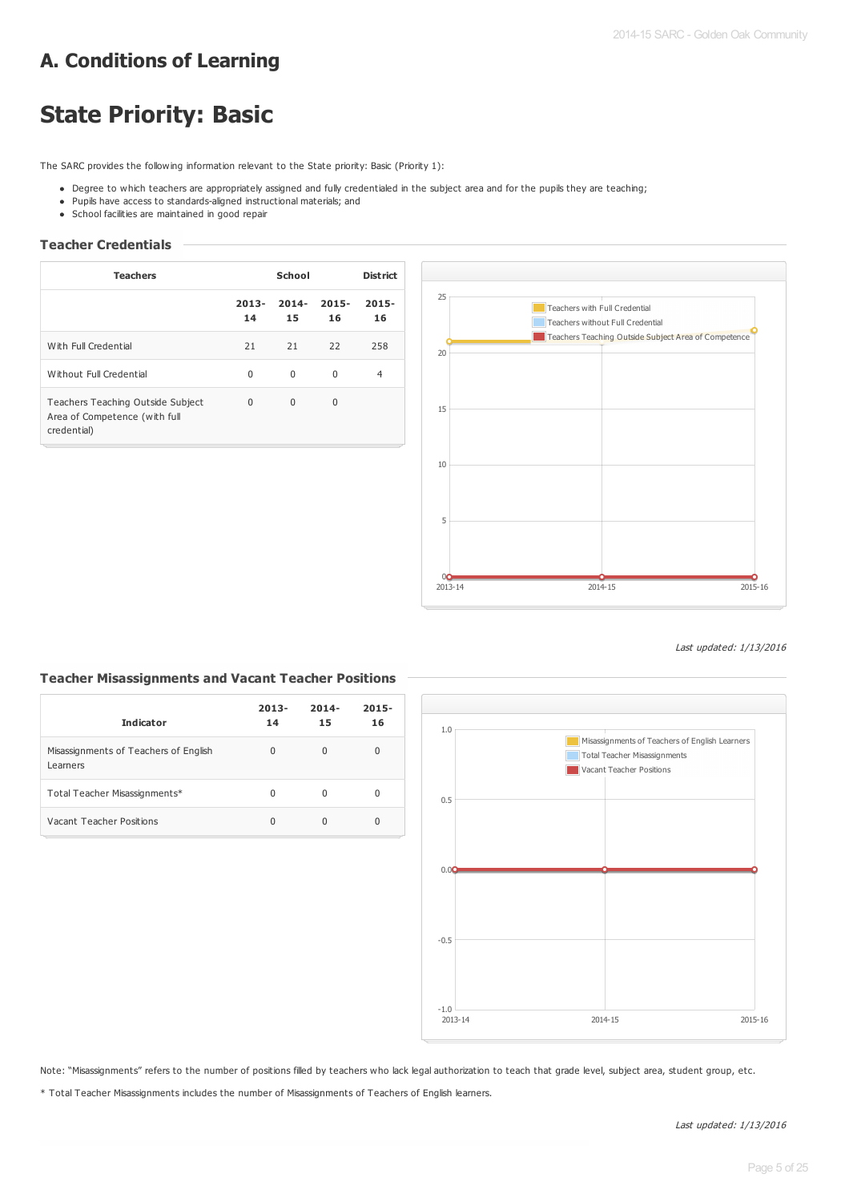# A. Conditions of Learning

# State Priority: Basic

The SARC provides the following information relevant to the State priority: Basic (Priority 1):

- Degree to which teachers are appropriately assigned and fully credentialed in the subject area and for the pupils they are teaching;
- Pupils have access to standards-aligned instructional materials; and
- School facilities are maintained in good repair

### Teacher Credentials

| Teachers | School | | | District |
|---|---|---|---|---|
| | 2013-14 | 2014-15 | 2015-16 | 2015-16 |
| With Full Credential | 21 | 21 | 22 | 258 |
| Without Full Credential | 0 | 0 | 0 | 4 |
| Teachers Teaching Outside Subject Area of Competence (with full credential) | 0 | 0 | 0 | |

*Last updated: 1/13/2016*

### Teacher Misassignments and Vacant Teacher Positions

| Indicator | 2013-14 | 2014-15 | 2015-16 |
|---|---|---|---|
| Misassignments of Teachers of English Learners | 0 | 0 | 0 |
| Total Teacher Misassignments* | 0 | 0 | 0 |
| Vacant Teacher Positions | 0 | 0 | 0 |

Note: "Misassignments" refers to the number of positions filled by teachers who lack legal authorization to teach that grade level, subject area, student group, etc.

* Total Teacher Misassignments includes the number of Misassignments of Teachers of English learners.

*Last updated: 1/13/2016*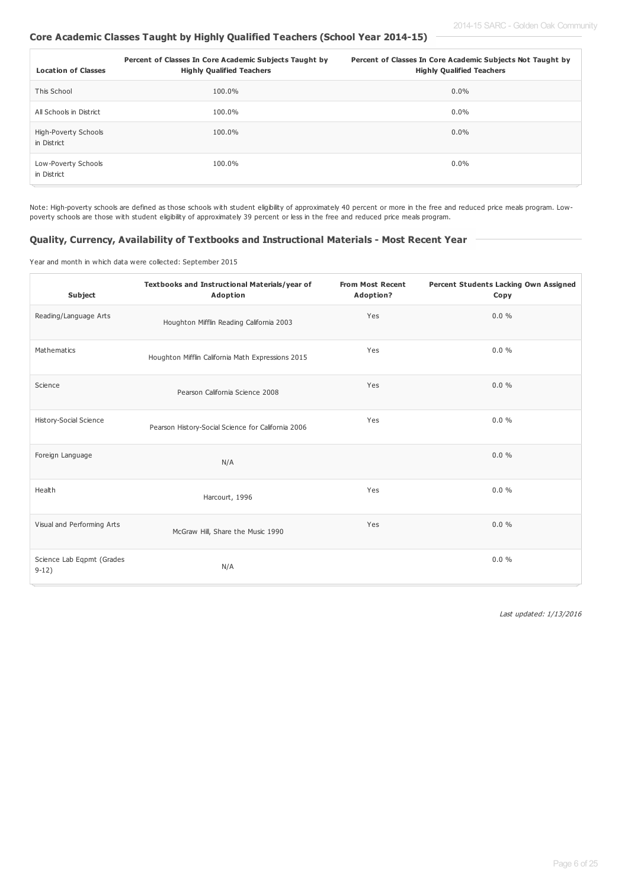## Core Academic Classes Taught by Highly Qualified Teachers (School Year 2014-15)

| Location of Classes | Percent of Classes In Core Academic Subjects Taught by Highly Qualified Teachers | Percent of Classes In Core Academic Subjects Not Taught by Highly Qualified Teachers |
|---|---|---|
| This School | 100.0% | 0.0% |
| All Schools in District | 100.0% | 0.0% |
| High-Poverty Schools in District | 100.0% | 0.0% |
| Low-Poverty Schools in District | 100.0% | 0.0% |

Note: High-poverty schools are defined as those schools with student eligibility of approximately 40 percent or more in the free and reduced price meals program. Low-poverty schools are those with student eligibility of approximately 39 percent or less in the free and reduced price meals program.

## Quality, Currency, Availability of Textbooks and Instructional Materials - Most Recent Year

Year and month in which data were collected: September 2015

| Subject | Textbooks and Instructional Materials/year of Adoption | From Most Recent Adoption? | Percent Students Lacking Own Assigned Copy |
|---|---|---|---|
| Reading/Language Arts | Houghton Mifflin Reading California 2003 | Yes | 0.0 % |
| Mathematics | Houghton Mifflin California Math Expressions 2015 | Yes | 0.0 % |
| Science | Pearson California Science 2008 | Yes | 0.0 % |
| History-Social Science | Pearson History-Social Science for California 2006 | Yes | 0.0 % |
| Foreign Language | N/A | | 0.0 % |
| Health | Harcourt, 1996 | Yes | 0.0 % |
| Visual and Performing Arts | McGraw Hill, Share the Music 1990 | Yes | 0.0 % |
| Science Lab Eqpmt (Grades 9-12) | N/A | | 0.0 % |

*Last updated: 1/13/2016*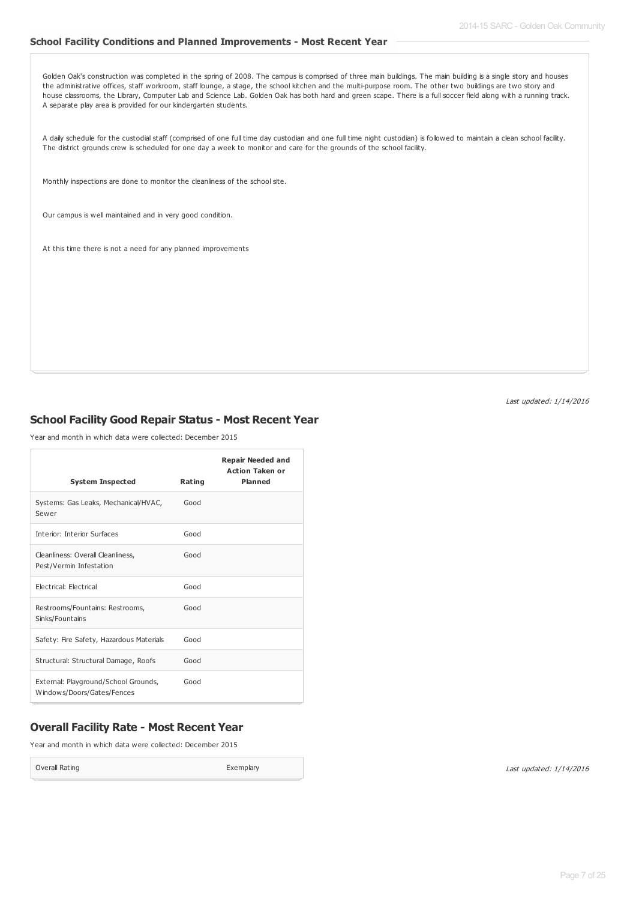### School Facility Conditions and Planned Improvements - Most Recent Year

Golden Oak's construction was completed in the spring of 2008. The campus is comprised of three main buildings. The main building is a single story and houses the administrative offices, staff workroom, staff lounge, a stage, the school kitchen and the multi-purpose room. The other two buildings are two story and house classrooms, the Library, Computer Lab and Science Lab. Golden Oak has both hard and green scape. There is a full soccer field along with a running track. A separate play area is provided for our kindergarten students.

A daily schedule for the custodial staff (comprised of one full time day custodian and one full time night custodian) is followed to maintain a clean school facility. The district grounds crew is scheduled for one day a week to monitor and care for the grounds of the school facility.

Monthly inspections are done to monitor the cleanliness of the school site.

Our campus is well maintained and in very good condition.

At this time there is not a need for any planned improvements

*Last updated: 1/14/2016*

## School Facility Good Repair Status - Most Recent Year

Year and month in which data were collected: December 2015

| System Inspected | Rating | Repair Needed and Action Taken or Planned |
|---|---|---|
| Systems: Gas Leaks, Mechanical/HVAC, Sewer | Good | |
| Interior: Interior Surfaces | Good | |
| Cleanliness: Overall Cleanliness, Pest/Vermin Infestation | Good | |
| Electrical: Electrical | Good | |
| Restrooms/Fountains: Restrooms, Sinks/Fountains | Good | |
| Safety: Fire Safety, Hazardous Materials | Good | |
| Structural: Structural Damage, Roofs | Good | |
| External: Playground/School Grounds, Windows/Doors/Gates/Fences | Good | |

## Overall Facility Rate - Most Recent Year

Year and month in which data were collected: December 2015

| Overall Rating | Exemplary |
|---|---|

*Last updated: 1/14/2016*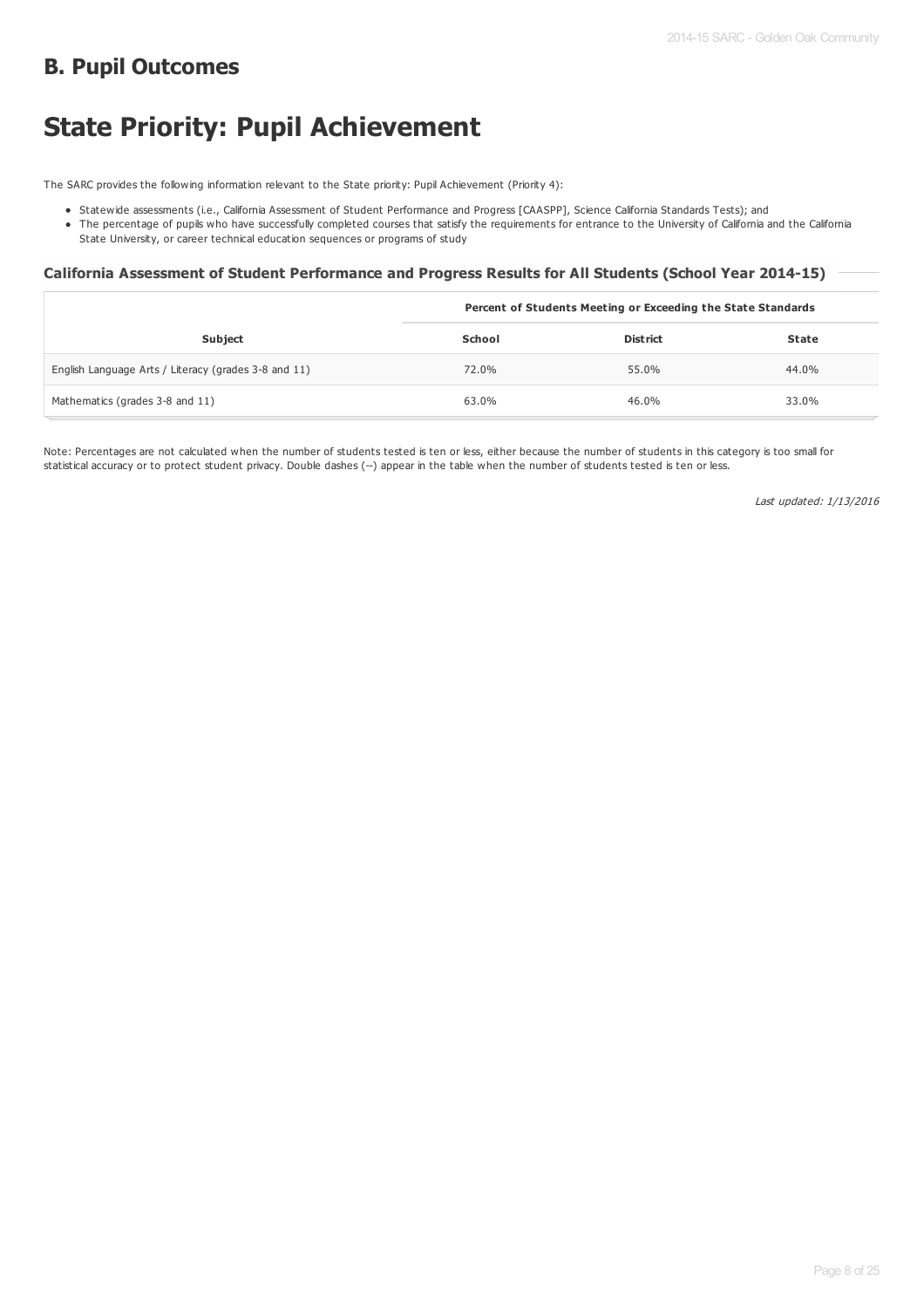## B. Pupil Outcomes

# State Priority: Pupil Achievement

The SARC provides the following information relevant to the State priority: Pupil Achievement (Priority 4):

- Statewide assessments (i.e., California Assessment of Student Performance and Progress [CAASPP], Science California Standards Tests); and
- The percentage of pupils who have successfully completed courses that satisfy the requirements for entrance to the University of California and the California State University, or career technical education sequences or programs of study

### California Assessment of Student Performance and Progress Results for All Students (School Year 2014-15)

| | Percent of Students Meeting or Exceeding the State Standards | | |
|---|---|---|---|
| **Subject** | **School** | **District** | **State** |
| English Language Arts / Literacy (grades 3-8 and 11) | 72.0% | 55.0% | 44.0% |
| Mathematics (grades 3-8 and 11) | 63.0% | 46.0% | 33.0% |

Note: Percentages are not calculated when the number of students tested is ten or less, either because the number of students in this category is too small for statistical accuracy or to protect student privacy. Double dashes (--) appear in the table when the number of students tested is ten or less.

*Last updated: 1/13/2016*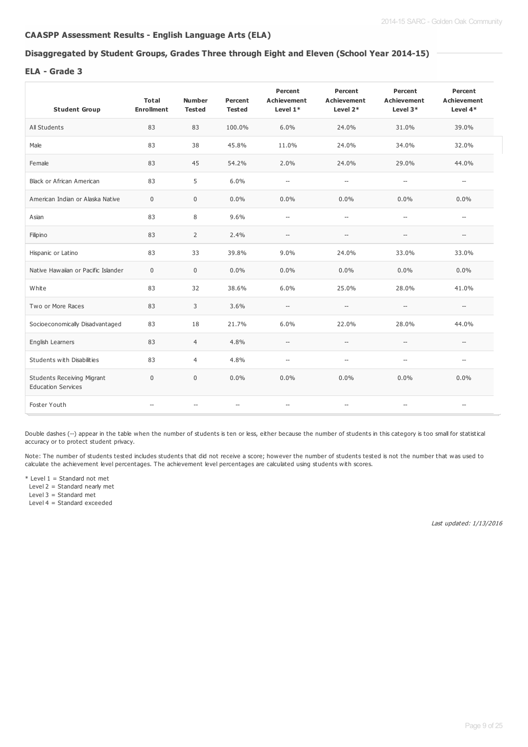### CAASPP Assessment Results - English Language Arts (ELA)

### Disaggregated by Student Groups, Grades Three through Eight and Eleven (School Year 2014-15)

#### ELA - Grade 3

| Student Group | Total Enrollment | Number Tested | Percent Tested | Percent Achievement Level 1* | Percent Achievement Level 2* | Percent Achievement Level 3* | Percent Achievement Level 4* |
|---|---|---|---|---|---|---|---|
| All Students | 83 | 83 | 100.0% | 6.0% | 24.0% | 31.0% | 39.0% |
| Male | 83 | 38 | 45.8% | 11.0% | 24.0% | 34.0% | 32.0% |
| Female | 83 | 45 | 54.2% | 2.0% | 24.0% | 29.0% | 44.0% |
| Black or African American | 83 | 5 | 6.0% | -- | -- | -- | -- |
| American Indian or Alaska Native | 0 | 0 | 0.0% | 0.0% | 0.0% | 0.0% | 0.0% |
| Asian | 83 | 8 | 9.6% | -- | -- | -- | -- |
| Filipino | 83 | 2 | 2.4% | -- | -- | -- | -- |
| Hispanic or Latino | 83 | 33 | 39.8% | 9.0% | 24.0% | 33.0% | 33.0% |
| Native Hawaiian or Pacific Islander | 0 | 0 | 0.0% | 0.0% | 0.0% | 0.0% | 0.0% |
| White | 83 | 32 | 38.6% | 6.0% | 25.0% | 28.0% | 41.0% |
| Two or More Races | 83 | 3 | 3.6% | -- | -- | -- | -- |
| Socioeconomically Disadvantaged | 83 | 18 | 21.7% | 6.0% | 22.0% | 28.0% | 44.0% |
| English Learners | 83 | 4 | 4.8% | -- | -- | -- | -- |
| Students with Disabilities | 83 | 4 | 4.8% | -- | -- | -- | -- |
| Students Receiving Migrant Education Services | 0 | 0 | 0.0% | 0.0% | 0.0% | 0.0% | 0.0% |
| Foster Youth | -- | -- | -- | -- | -- | -- | -- |

Double dashes (--) appear in the table when the number of students is ten or less, either because the number of students in this category is too small for statistical accuracy or to protect student privacy.

Note: The number of students tested includes students that did not receive a score; however the number of students tested is not the number that was used to calculate the achievement level percentages. The achievement level percentages are calculated using students with scores.

\* Level 1 = Standard not met
Level 2 = Standard nearly met
Level 3 = Standard met
Level 4 = Standard exceeded

*Last updated: 1/13/2016*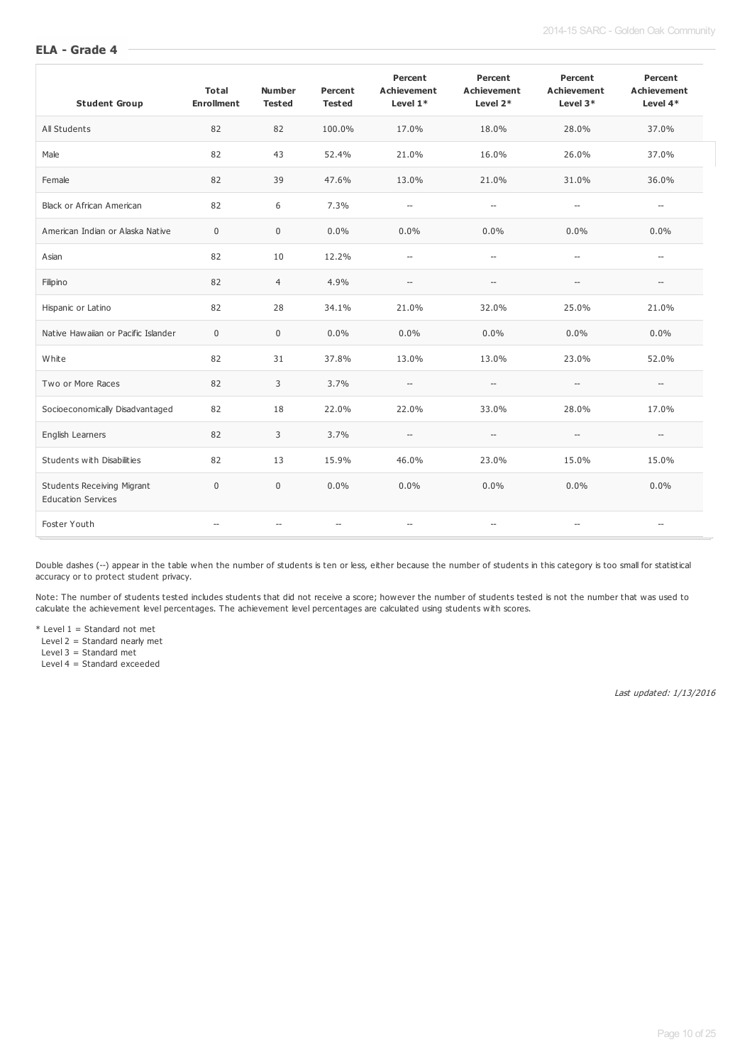## ELA - Grade 4

| Student Group | Total Enrollment | Number Tested | Percent Tested | Percent Achievement Level 1* | Percent Achievement Level 2* | Percent Achievement Level 3* | Percent Achievement Level 4* |
|---|---|---|---|---|---|---|---|
| All Students | 82 | 82 | 100.0% | 17.0% | 18.0% | 28.0% | 37.0% |
| Male | 82 | 43 | 52.4% | 21.0% | 16.0% | 26.0% | 37.0% |
| Female | 82 | 39 | 47.6% | 13.0% | 21.0% | 31.0% | 36.0% |
| Black or African American | 82 | 6 | 7.3% | -- | -- | -- | -- |
| American Indian or Alaska Native | 0 | 0 | 0.0% | 0.0% | 0.0% | 0.0% | 0.0% |
| Asian | 82 | 10 | 12.2% | -- | -- | -- | -- |
| Filipino | 82 | 4 | 4.9% | -- | -- | -- | -- |
| Hispanic or Latino | 82 | 28 | 34.1% | 21.0% | 32.0% | 25.0% | 21.0% |
| Native Hawaiian or Pacific Islander | 0 | 0 | 0.0% | 0.0% | 0.0% | 0.0% | 0.0% |
| White | 82 | 31 | 37.8% | 13.0% | 13.0% | 23.0% | 52.0% |
| Two or More Races | 82 | 3 | 3.7% | -- | -- | -- | -- |
| Socioeconomically Disadvantaged | 82 | 18 | 22.0% | 22.0% | 33.0% | 28.0% | 17.0% |
| English Learners | 82 | 3 | 3.7% | -- | -- | -- | -- |
| Students with Disabilities | 82 | 13 | 15.9% | 46.0% | 23.0% | 15.0% | 15.0% |
| Students Receiving Migrant Education Services | 0 | 0 | 0.0% | 0.0% | 0.0% | 0.0% | 0.0% |
| Foster Youth | -- | -- | -- | -- | -- | -- | -- |

Double dashes (--) appear in the table when the number of students is ten or less, either because the number of students in this category is too small for statistical accuracy or to protect student privacy.

Note: The number of students tested includes students that did not receive a score; however the number of students tested is not the number that was used to calculate the achievement level percentages. The achievement level percentages are calculated using students with scores.

\* Level 1 = Standard not met
Level 2 = Standard nearly met
Level 3 = Standard met
Level 4 = Standard exceeded

*Last updated: 1/13/2016*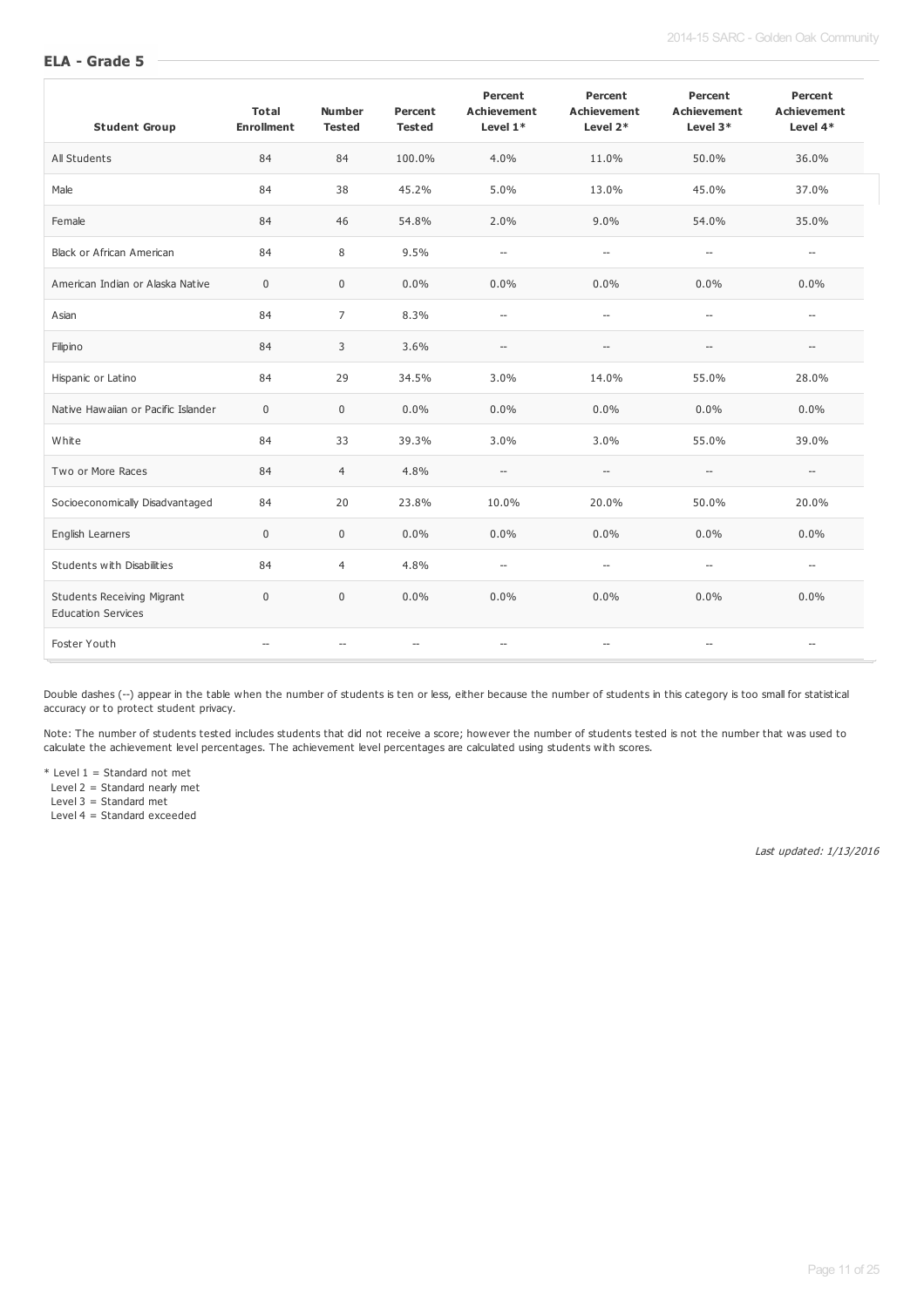## ELA - Grade 5

| Student Group | Total Enrollment | Number Tested | Percent Tested | Percent Achievement Level 1* | Percent Achievement Level 2* | Percent Achievement Level 3* | Percent Achievement Level 4* |
|---|---|---|---|---|---|---|---|
| All Students | 84 | 84 | 100.0% | 4.0% | 11.0% | 50.0% | 36.0% |
| Male | 84 | 38 | 45.2% | 5.0% | 13.0% | 45.0% | 37.0% |
| Female | 84 | 46 | 54.8% | 2.0% | 9.0% | 54.0% | 35.0% |
| Black or African American | 84 | 8 | 9.5% | -- | -- | -- | -- |
| American Indian or Alaska Native | 0 | 0 | 0.0% | 0.0% | 0.0% | 0.0% | 0.0% |
| Asian | 84 | 7 | 8.3% | -- | -- | -- | -- |
| Filipino | 84 | 3 | 3.6% | -- | -- | -- | -- |
| Hispanic or Latino | 84 | 29 | 34.5% | 3.0% | 14.0% | 55.0% | 28.0% |
| Native Hawaiian or Pacific Islander | 0 | 0 | 0.0% | 0.0% | 0.0% | 0.0% | 0.0% |
| White | 84 | 33 | 39.3% | 3.0% | 3.0% | 55.0% | 39.0% |
| Two or More Races | 84 | 4 | 4.8% | -- | -- | -- | -- |
| Socioeconomically Disadvantaged | 84 | 20 | 23.8% | 10.0% | 20.0% | 50.0% | 20.0% |
| English Learners | 0 | 0 | 0.0% | 0.0% | 0.0% | 0.0% | 0.0% |
| Students with Disabilities | 84 | 4 | 4.8% | -- | -- | -- | -- |
| Students Receiving Migrant Education Services | 0 | 0 | 0.0% | 0.0% | 0.0% | 0.0% | 0.0% |
| Foster Youth | -- | -- | -- | -- | -- | -- | -- |

Double dashes (--) appear in the table when the number of students is ten or less, either because the number of students in this category is too small for statistical accuracy or to protect student privacy.

Note: The number of students tested includes students that did not receive a score; however the number of students tested is not the number that was used to calculate the achievement level percentages. The achievement level percentages are calculated using students with scores.

\* Level 1 = Standard not met
Level 2 = Standard nearly met
Level 3 = Standard met
Level 4 = Standard exceeded

*Last updated: 1/13/2016*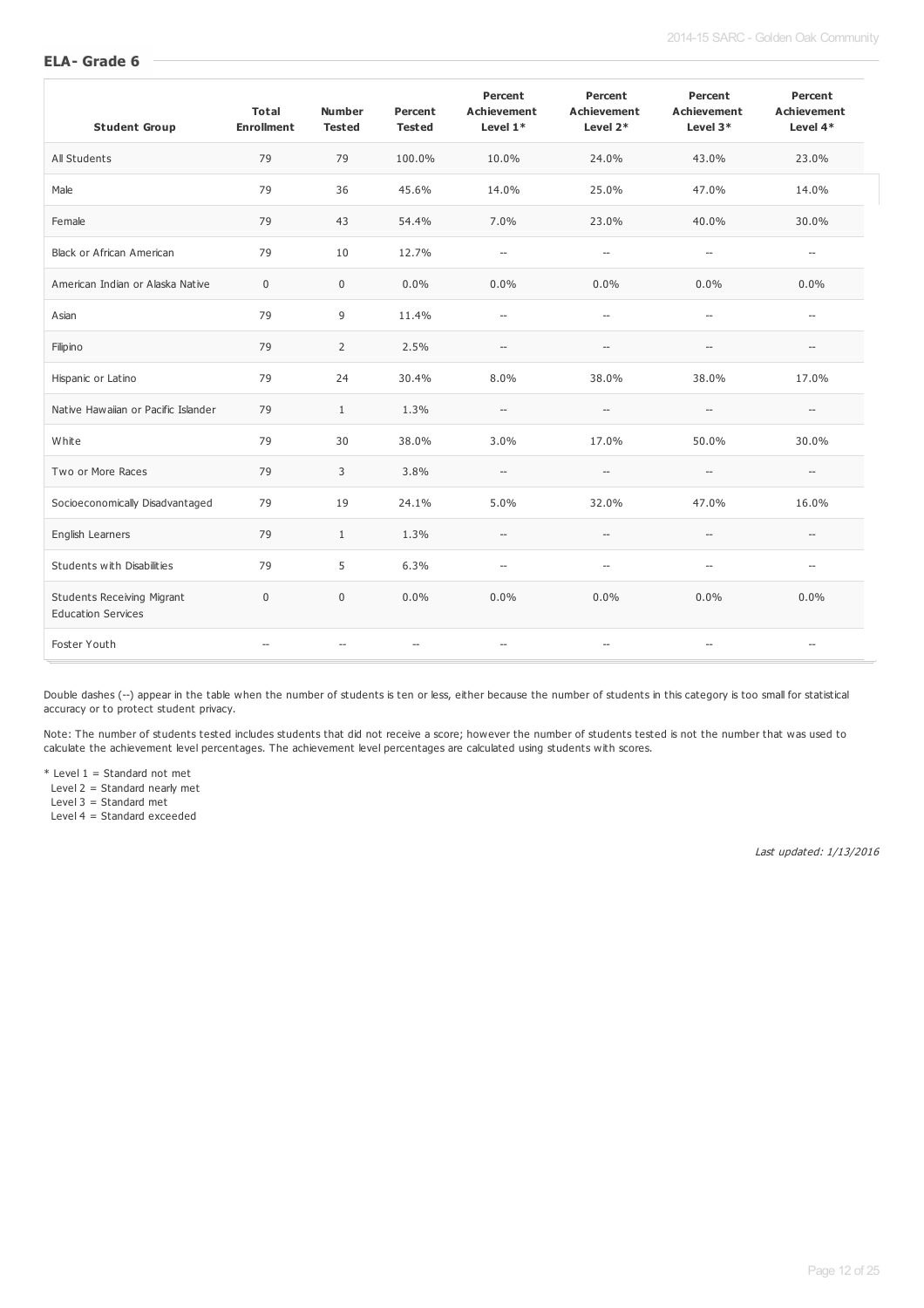## ELA- Grade 6

| Student Group | Total Enrollment | Number Tested | Percent Tested | Percent Achievement Level 1* | Percent Achievement Level 2* | Percent Achievement Level 3* | Percent Achievement Level 4* |
|---|---|---|---|---|---|---|---|
| All Students | 79 | 79 | 100.0% | 10.0% | 24.0% | 43.0% | 23.0% |
| Male | 79 | 36 | 45.6% | 14.0% | 25.0% | 47.0% | 14.0% |
| Female | 79 | 43 | 54.4% | 7.0% | 23.0% | 40.0% | 30.0% |
| Black or African American | 79 | 10 | 12.7% | -- | -- | -- | -- |
| American Indian or Alaska Native | 0 | 0 | 0.0% | 0.0% | 0.0% | 0.0% | 0.0% |
| Asian | 79 | 9 | 11.4% | -- | -- | -- | -- |
| Filipino | 79 | 2 | 2.5% | -- | -- | -- | -- |
| Hispanic or Latino | 79 | 24 | 30.4% | 8.0% | 38.0% | 38.0% | 17.0% |
| Native Hawaiian or Pacific Islander | 79 | 1 | 1.3% | -- | -- | -- | -- |
| White | 79 | 30 | 38.0% | 3.0% | 17.0% | 50.0% | 30.0% |
| Two or More Races | 79 | 3 | 3.8% | -- | -- | -- | -- |
| Socioeconomically Disadvantaged | 79 | 19 | 24.1% | 5.0% | 32.0% | 47.0% | 16.0% |
| English Learners | 79 | 1 | 1.3% | -- | -- | -- | -- |
| Students with Disabilities | 79 | 5 | 6.3% | -- | -- | -- | -- |
| Students Receiving Migrant Education Services | 0 | 0 | 0.0% | 0.0% | 0.0% | 0.0% | 0.0% |
| Foster Youth | -- | -- | -- | -- | -- | -- | -- |

Double dashes (--) appear in the table when the number of students is ten or less, either because the number of students in this category is too small for statistical accuracy or to protect student privacy.

Note: The number of students tested includes students that did not receive a score; however the number of students tested is not the number that was used to calculate the achievement level percentages. The achievement level percentages are calculated using students with scores.

\* Level 1 = Standard not met
Level 2 = Standard nearly met
Level 3 = Standard met
Level 4 = Standard exceeded

*Last updated: 1/13/2016*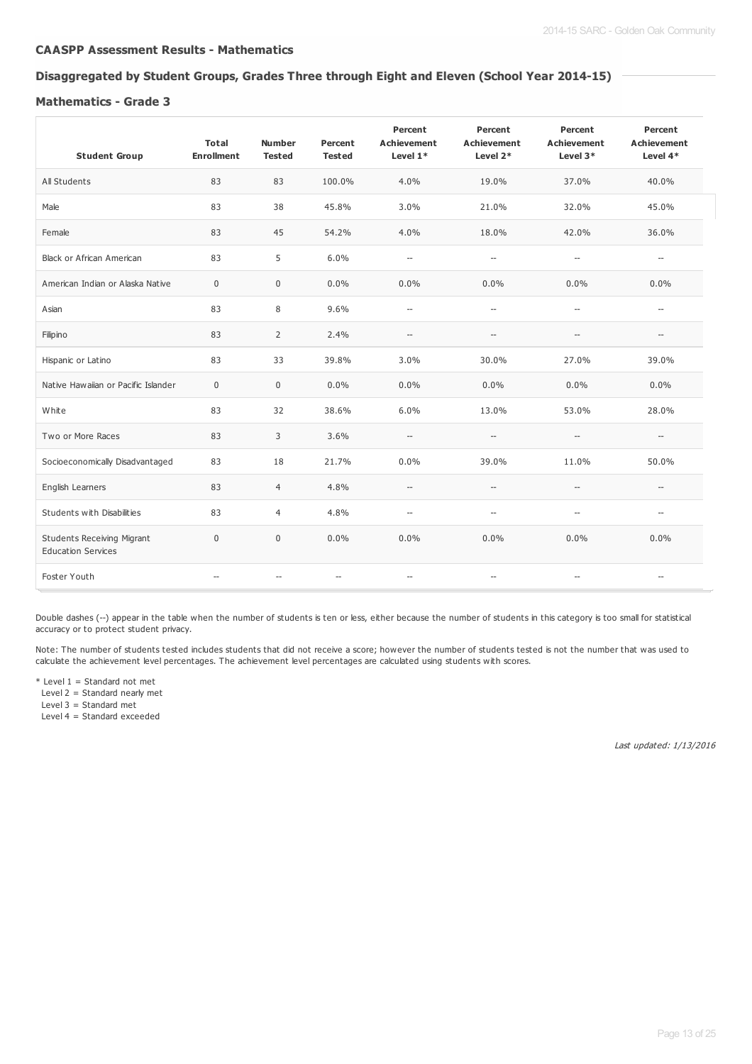## CAASPP Assessment Results - Mathematics

### Disaggregated by Student Groups, Grades Three through Eight and Eleven (School Year 2014-15)

#### Mathematics - Grade 3

| Student Group | Total Enrollment | Number Tested | Percent Tested | Percent Achievement Level 1* | Percent Achievement Level 2* | Percent Achievement Level 3* | Percent Achievement Level 4* |
|---|---|---|---|---|---|---|---|
| All Students | 83 | 83 | 100.0% | 4.0% | 19.0% | 37.0% | 40.0% |
| Male | 83 | 38 | 45.8% | 3.0% | 21.0% | 32.0% | 45.0% |
| Female | 83 | 45 | 54.2% | 4.0% | 18.0% | 42.0% | 36.0% |
| Black or African American | 83 | 5 | 6.0% | -- | -- | -- | -- |
| American Indian or Alaska Native | 0 | 0 | 0.0% | 0.0% | 0.0% | 0.0% | 0.0% |
| Asian | 83 | 8 | 9.6% | -- | -- | -- | -- |
| Filipino | 83 | 2 | 2.4% | -- | -- | -- | -- |
| Hispanic or Latino | 83 | 33 | 39.8% | 3.0% | 30.0% | 27.0% | 39.0% |
| Native Hawaiian or Pacific Islander | 0 | 0 | 0.0% | 0.0% | 0.0% | 0.0% | 0.0% |
| White | 83 | 32 | 38.6% | 6.0% | 13.0% | 53.0% | 28.0% |
| Two or More Races | 83 | 3 | 3.6% | -- | -- | -- | -- |
| Socioeconomically Disadvantaged | 83 | 18 | 21.7% | 0.0% | 39.0% | 11.0% | 50.0% |
| English Learners | 83 | 4 | 4.8% | -- | -- | -- | -- |
| Students with Disabilities | 83 | 4 | 4.8% | -- | -- | -- | -- |
| Students Receiving Migrant Education Services | 0 | 0 | 0.0% | 0.0% | 0.0% | 0.0% | 0.0% |
| Foster Youth | -- | -- | -- | -- | -- | -- | -- |

Double dashes (--) appear in the table when the number of students is ten or less, either because the number of students in this category is too small for statistical accuracy or to protect student privacy.

Note: The number of students tested includes students that did not receive a score; however the number of students tested is not the number that was used to calculate the achievement level percentages. The achievement level percentages are calculated using students with scores.

\* Level 1 = Standard not met
Level 2 = Standard nearly met
Level 3 = Standard met
Level 4 = Standard exceeded

*Last updated: 1/13/2016*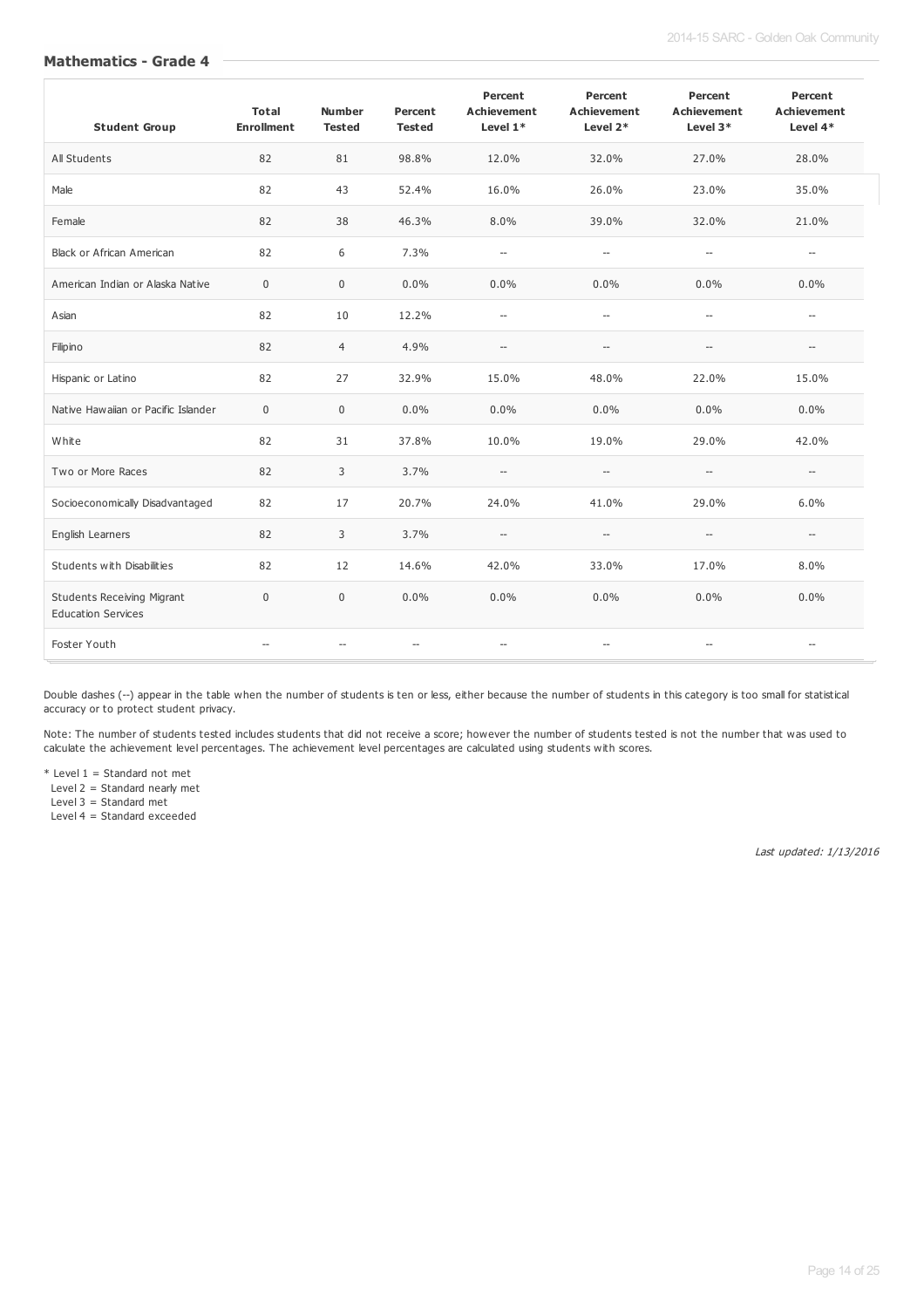## Mathematics - Grade 4

| Student Group | Total Enrollment | Number Tested | Percent Tested | Percent Achievement Level 1* | Percent Achievement Level 2* | Percent Achievement Level 3* | Percent Achievement Level 4* |
| --- | --- | --- | --- | --- | --- | --- | --- |
| All Students | 82 | 81 | 98.8% | 12.0% | 32.0% | 27.0% | 28.0% |
| Male | 82 | 43 | 52.4% | 16.0% | 26.0% | 23.0% | 35.0% |
| Female | 82 | 38 | 46.3% | 8.0% | 39.0% | 32.0% | 21.0% |
| Black or African American | 82 | 6 | 7.3% | -- | -- | -- | -- |
| American Indian or Alaska Native | 0 | 0 | 0.0% | 0.0% | 0.0% | 0.0% | 0.0% |
| Asian | 82 | 10 | 12.2% | -- | -- | -- | -- |
| Filipino | 82 | 4 | 4.9% | -- | -- | -- | -- |
| Hispanic or Latino | 82 | 27 | 32.9% | 15.0% | 48.0% | 22.0% | 15.0% |
| Native Hawaiian or Pacific Islander | 0 | 0 | 0.0% | 0.0% | 0.0% | 0.0% | 0.0% |
| White | 82 | 31 | 37.8% | 10.0% | 19.0% | 29.0% | 42.0% |
| Two or More Races | 82 | 3 | 3.7% | -- | -- | -- | -- |
| Socioeconomically Disadvantaged | 82 | 17 | 20.7% | 24.0% | 41.0% | 29.0% | 6.0% |
| English Learners | 82 | 3 | 3.7% | -- | -- | -- | -- |
| Students with Disabilities | 82 | 12 | 14.6% | 42.0% | 33.0% | 17.0% | 8.0% |
| Students Receiving Migrant Education Services | 0 | 0 | 0.0% | 0.0% | 0.0% | 0.0% | 0.0% |
| Foster Youth | -- | -- | -- | -- | -- | -- | -- |

Double dashes (--) appear in the table when the number of students is ten or less, either because the number of students in this category is too small for statistical accuracy or to protect student privacy.

Note: The number of students tested includes students that did not receive a score; however the number of students tested is not the number that was used to calculate the achievement level percentages. The achievement level percentages are calculated using students with scores.

* Level 1 = Standard not met
Level 2 = Standard nearly met
Level 3 = Standard met
Level 4 = Standard exceeded

*Last updated: 1/13/2016*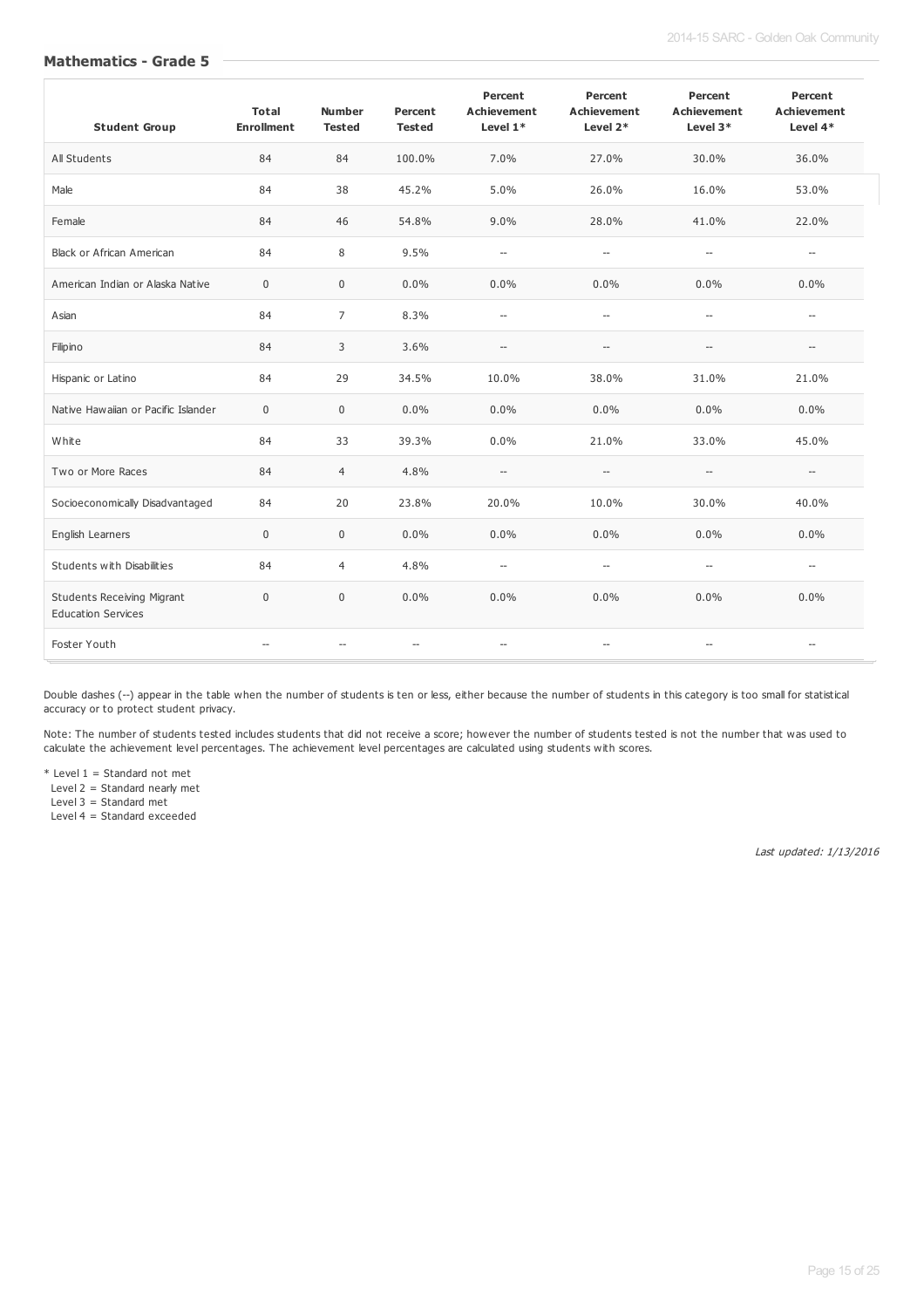## Mathematics - Grade 5

| Student Group | Total Enrollment | Number Tested | Percent Tested | Percent Achievement Level 1* | Percent Achievement Level 2* | Percent Achievement Level 3* | Percent Achievement Level 4* |
|---|---|---|---|---|---|---|---|
| All Students | 84 | 84 | 100.0% | 7.0% | 27.0% | 30.0% | 36.0% |
| Male | 84 | 38 | 45.2% | 5.0% | 26.0% | 16.0% | 53.0% |
| Female | 84 | 46 | 54.8% | 9.0% | 28.0% | 41.0% | 22.0% |
| Black or African American | 84 | 8 | 9.5% | -- | -- | -- | -- |
| American Indian or Alaska Native | 0 | 0 | 0.0% | 0.0% | 0.0% | 0.0% | 0.0% |
| Asian | 84 | 7 | 8.3% | -- | -- | -- | -- |
| Filipino | 84 | 3 | 3.6% | -- | -- | -- | -- |
| Hispanic or Latino | 84 | 29 | 34.5% | 10.0% | 38.0% | 31.0% | 21.0% |
| Native Hawaiian or Pacific Islander | 0 | 0 | 0.0% | 0.0% | 0.0% | 0.0% | 0.0% |
| White | 84 | 33 | 39.3% | 0.0% | 21.0% | 33.0% | 45.0% |
| Two or More Races | 84 | 4 | 4.8% | -- | -- | -- | -- |
| Socioeconomically Disadvantaged | 84 | 20 | 23.8% | 20.0% | 10.0% | 30.0% | 40.0% |
| English Learners | 0 | 0 | 0.0% | 0.0% | 0.0% | 0.0% | 0.0% |
| Students with Disabilities | 84 | 4 | 4.8% | -- | -- | -- | -- |
| Students Receiving Migrant Education Services | 0 | 0 | 0.0% | 0.0% | 0.0% | 0.0% | 0.0% |
| Foster Youth | -- | -- | -- | -- | -- | -- | -- |

Double dashes (--) appear in the table when the number of students is ten or less, either because the number of students in this category is too small for statistical accuracy or to protect student privacy.

Note: The number of students tested includes students that did not receive a score; however the number of students tested is not the number that was used to calculate the achievement level percentages. The achievement level percentages are calculated using students with scores.

\* Level 1 = Standard not met
Level 2 = Standard nearly met
Level 3 = Standard met
Level 4 = Standard exceeded

*Last updated: 1/13/2016*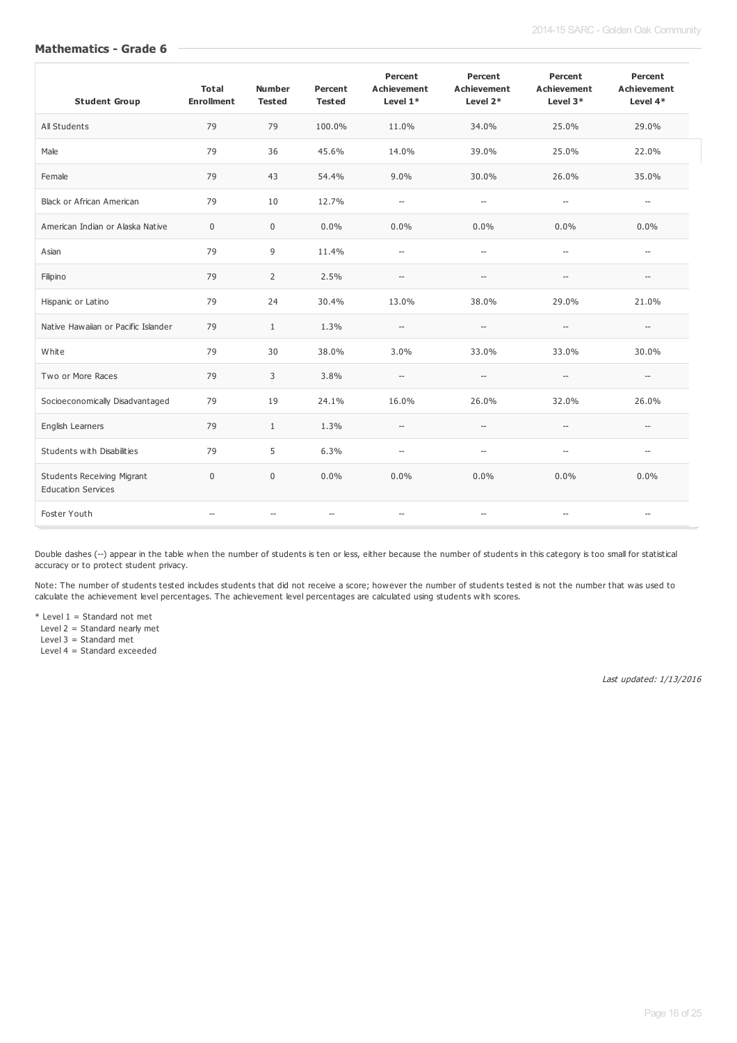## Mathematics - Grade 6

| Student Group | Total Enrollment | Number Tested | Percent Tested | Percent Achievement Level 1* | Percent Achievement Level 2* | Percent Achievement Level 3* | Percent Achievement Level 4* |
|---|---|---|---|---|---|---|---|
| All Students | 79 | 79 | 100.0% | 11.0% | 34.0% | 25.0% | 29.0% |
| Male | 79 | 36 | 45.6% | 14.0% | 39.0% | 25.0% | 22.0% |
| Female | 79 | 43 | 54.4% | 9.0% | 30.0% | 26.0% | 35.0% |
| Black or African American | 79 | 10 | 12.7% | -- | -- | -- | -- |
| American Indian or Alaska Native | 0 | 0 | 0.0% | 0.0% | 0.0% | 0.0% | 0.0% |
| Asian | 79 | 9 | 11.4% | -- | -- | -- | -- |
| Filipino | 79 | 2 | 2.5% | -- | -- | -- | -- |
| Hispanic or Latino | 79 | 24 | 30.4% | 13.0% | 38.0% | 29.0% | 21.0% |
| Native Hawaiian or Pacific Islander | 79 | 1 | 1.3% | -- | -- | -- | -- |
| White | 79 | 30 | 38.0% | 3.0% | 33.0% | 33.0% | 30.0% |
| Two or More Races | 79 | 3 | 3.8% | -- | -- | -- | -- |
| Socioeconomically Disadvantaged | 79 | 19 | 24.1% | 16.0% | 26.0% | 32.0% | 26.0% |
| English Learners | 79 | 1 | 1.3% | -- | -- | -- | -- |
| Students with Disabilities | 79 | 5 | 6.3% | -- | -- | -- | -- |
| Students Receiving Migrant Education Services | 0 | 0 | 0.0% | 0.0% | 0.0% | 0.0% | 0.0% |
| Foster Youth | -- | -- | -- | -- | -- | -- | -- |

Double dashes (--) appear in the table when the number of students is ten or less, either because the number of students in this category is too small for statistical accuracy or to protect student privacy.

Note: The number of students tested includes students that did not receive a score; however the number of students tested is not the number that was used to calculate the achievement level percentages. The achievement level percentages are calculated using students with scores.

\* Level 1 = Standard not met
Level 2 = Standard nearly met
Level 3 = Standard met
Level 4 = Standard exceeded

*Last updated: 1/13/2016*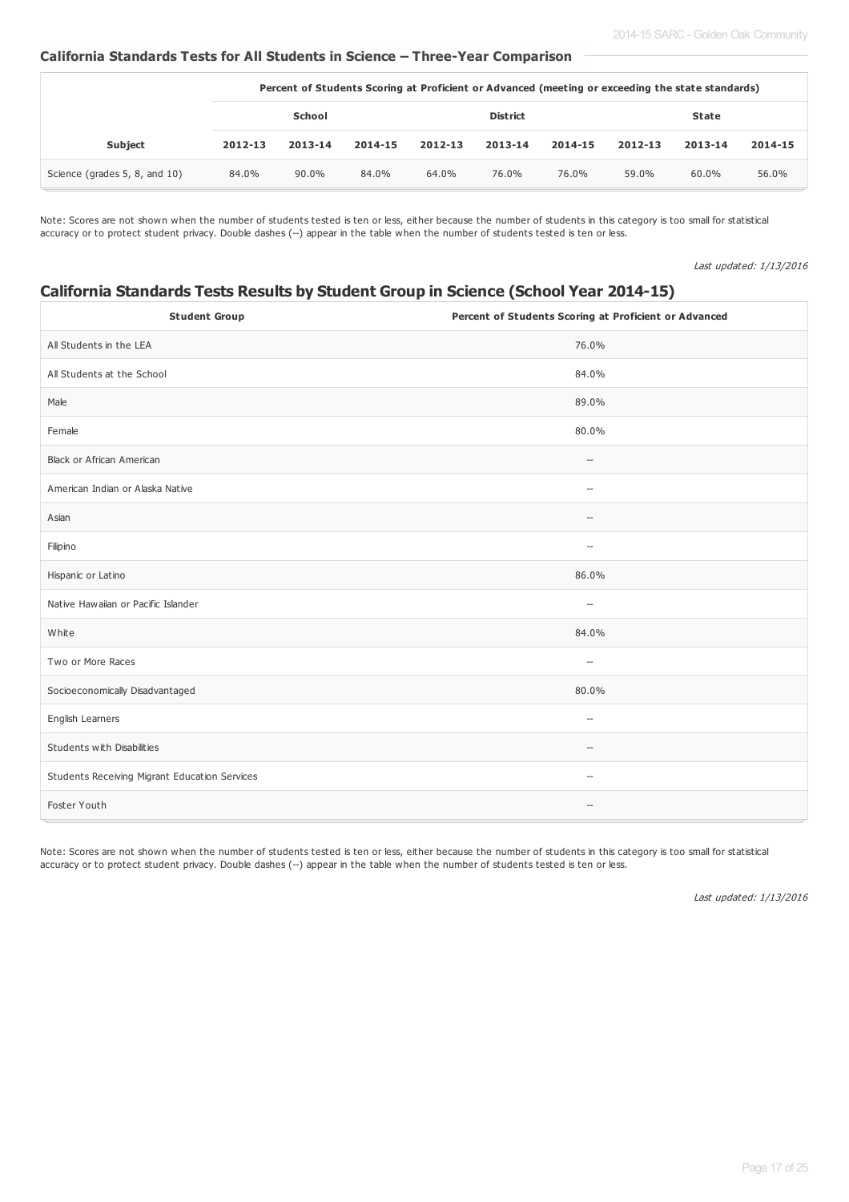#### California Standards Tests for All Students in Science – Three-Year Comparison

| | Percent of Students Scoring at Proficient or Advanced (meeting or exceeding the state standards) | | | | | | | | |
|---|---|---|---|---|---|---|---|---|---|
| | School | | | District | | | State | | |
| Subject | 2012-13 | 2013-14 | 2014-15 | 2012-13 | 2013-14 | 2014-15 | 2012-13 | 2013-14 | 2014-15 |
| Science (grades 5, 8, and 10) | 84.0% | 90.0% | 84.0% | 64.0% | 76.0% | 76.0% | 59.0% | 60.0% | 56.0% |

Note: Scores are not shown when the number of students tested is ten or less, either because the number of students in this category is too small for statistical accuracy or to protect student privacy. Double dashes (--) appear in the table when the number of students tested is ten or less.

*Last updated: 1/13/2016*

## California Standards Tests Results by Student Group in Science (School Year 2014-15)

| Student Group | Percent of Students Scoring at Proficient or Advanced |
|---|---|
| All Students in the LEA | 76.0% |
| All Students at the School | 84.0% |
| Male | 89.0% |
| Female | 80.0% |
| Black or African American | -- |
| American Indian or Alaska Native | -- |
| Asian | -- |
| Filipino | -- |
| Hispanic or Latino | 86.0% |
| Native Hawaiian or Pacific Islander | -- |
| White | 84.0% |
| Two or More Races | -- |
| Socioeconomically Disadvantaged | 80.0% |
| English Learners | -- |
| Students with Disabilities | -- |
| Students Receiving Migrant Education Services | -- |
| Foster Youth | -- |

Note: Scores are not shown when the number of students tested is ten or less, either because the number of students in this category is too small for statistical accuracy or to protect student privacy. Double dashes (--) appear in the table when the number of students tested is ten or less.

*Last updated: 1/13/2016*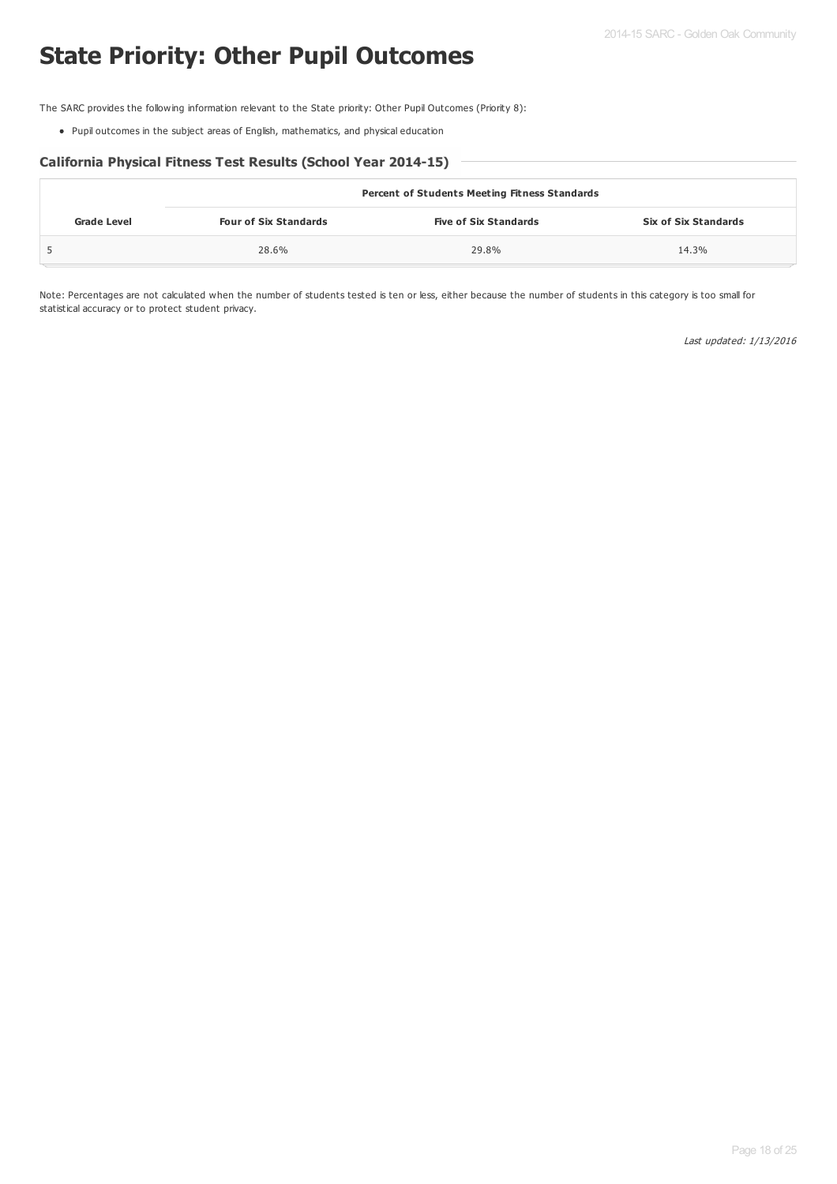# State Priority: Other Pupil Outcomes

The SARC provides the following information relevant to the State priority: Other Pupil Outcomes (Priority 8):

- Pupil outcomes in the subject areas of English, mathematics, and physical education

### California Physical Fitness Test Results (School Year 2014-15)

| Grade Level | Percent of Students Meeting Fitness Standards | | |
|---|---|---|---|
| | **Four of Six Standards** | **Five of Six Standards** | **Six of Six Standards** |
| 5 | 28.6% | 29.8% | 14.3% |

Note: Percentages are not calculated when the number of students tested is ten or less, either because the number of students in this category is too small for statistical accuracy or to protect student privacy.

*Last updated: 1/13/2016*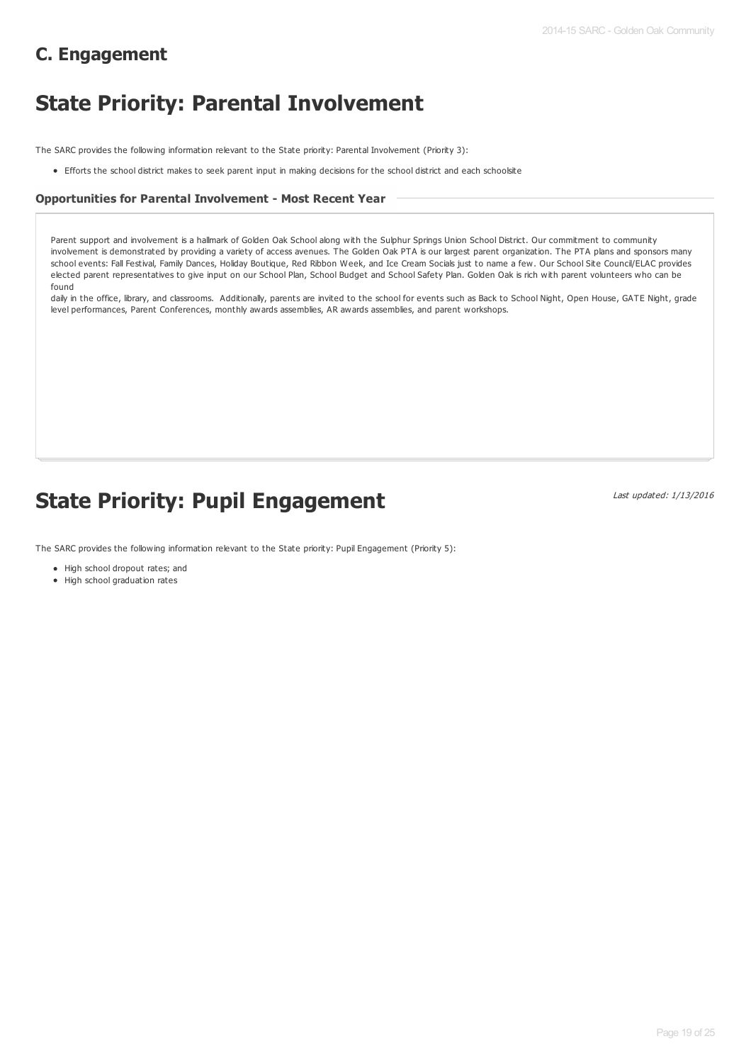## C. Engagement

# State Priority: Parental Involvement

The SARC provides the following information relevant to the State priority: Parental Involvement (Priority 3):

- Efforts the school district makes to seek parent input in making decisions for the school district and each schoolsite

### Opportunities for Parental Involvement - Most Recent Year

Parent support and involvement is a hallmark of Golden Oak School along with the Sulphur Springs Union School District. Our commitment to community involvement is demonstrated by providing a variety of access avenues. The Golden Oak PTA is our largest parent organization. The PTA plans and sponsors many school events: Fall Festival, Family Dances, Holiday Boutique, Red Ribbon Week, and Ice Cream Socials just to name a few. Our School Site Council/ELAC provides elected parent representatives to give input on our School Plan, School Budget and School Safety Plan. Golden Oak is rich with parent volunteers who can be found
daily in the office, library, and classrooms. Additionally, parents are invited to the school for events such as Back to School Night, Open House, GATE Night, grade level performances, Parent Conferences, monthly awards assemblies, AR awards assemblies, and parent workshops.

# State Priority: Pupil Engagement

*Last updated: 1/13/2016*

The SARC provides the following information relevant to the State priority: Pupil Engagement (Priority 5):

- High school dropout rates; and
- High school graduation rates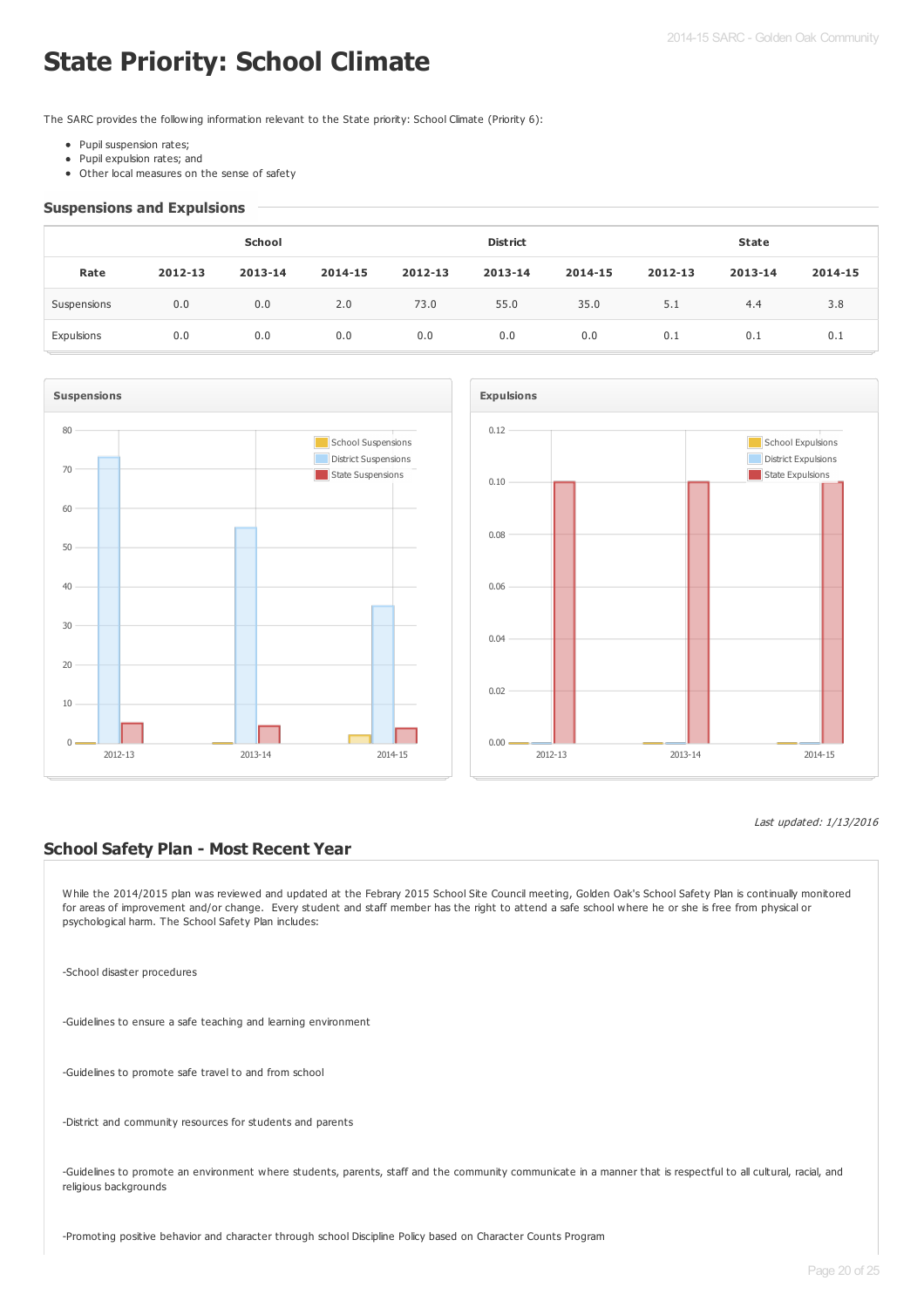# State Priority: School Climate

The SARC provides the following information relevant to the State priority: School Climate (Priority 6):

- Pupil suspension rates;
- Pupil expulsion rates; and
- Other local measures on the sense of safety

## Suspensions and Expulsions

| | School | | | District | | | State | | |
|---|---|---|---|---|---|---|---|---|---|
| Rate | 2012-13 | 2013-14 | 2014-15 | 2012-13 | 2013-14 | 2014-15 | 2012-13 | 2013-14 | 2014-15 |
| Suspensions | 0.0 | 0.0 | 2.0 | 73.0 | 55.0 | 35.0 | 5.1 | 4.4 | 3.8 |
| Expulsions | 0.0 | 0.0 | 0.0 | 0.0 | 0.0 | 0.0 | 0.1 | 0.1 | 0.1 |

*Last updated: 1/13/2016*

## School Safety Plan - Most Recent Year

While the 2014/2015 plan was reviewed and updated at the Febrary 2015 School Site Council meeting, Golden Oak's School Safety Plan is continually monitored for areas of improvement and/or change. Every student and staff member has the right to attend a safe school where he or she is free from physical or psychological harm. The School Safety Plan includes:

-School disaster procedures

-Guidelines to ensure a safe teaching and learning environment

-Guidelines to promote safe travel to and from school

-District and community resources for students and parents

-Guidelines to promote an environment where students, parents, staff and the community communicate in a manner that is respectful to all cultural, racial, and religious backgrounds

-Promoting positive behavior and character through school Discipline Policy based on Character Counts Program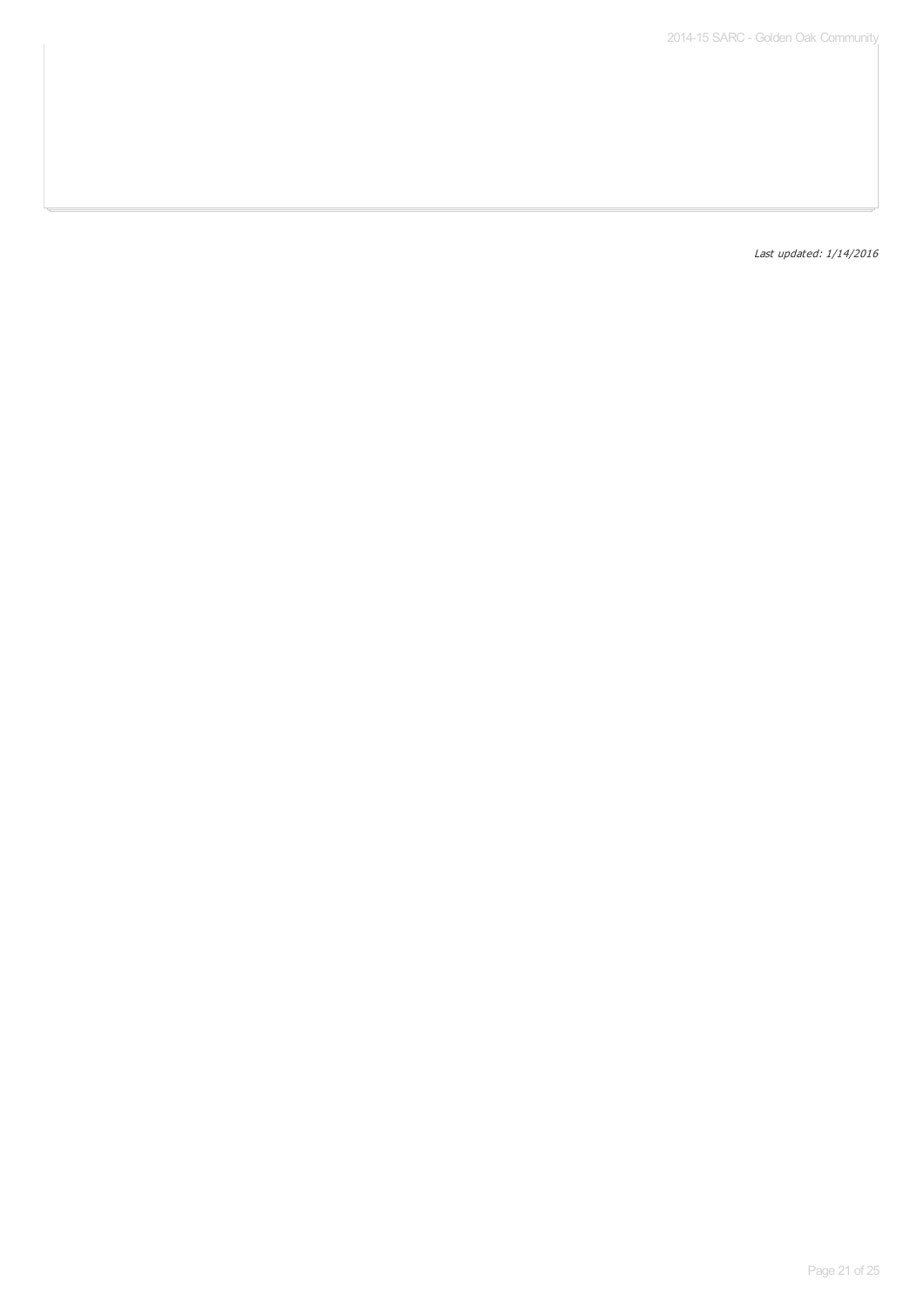*Last updated: 1/14/2016*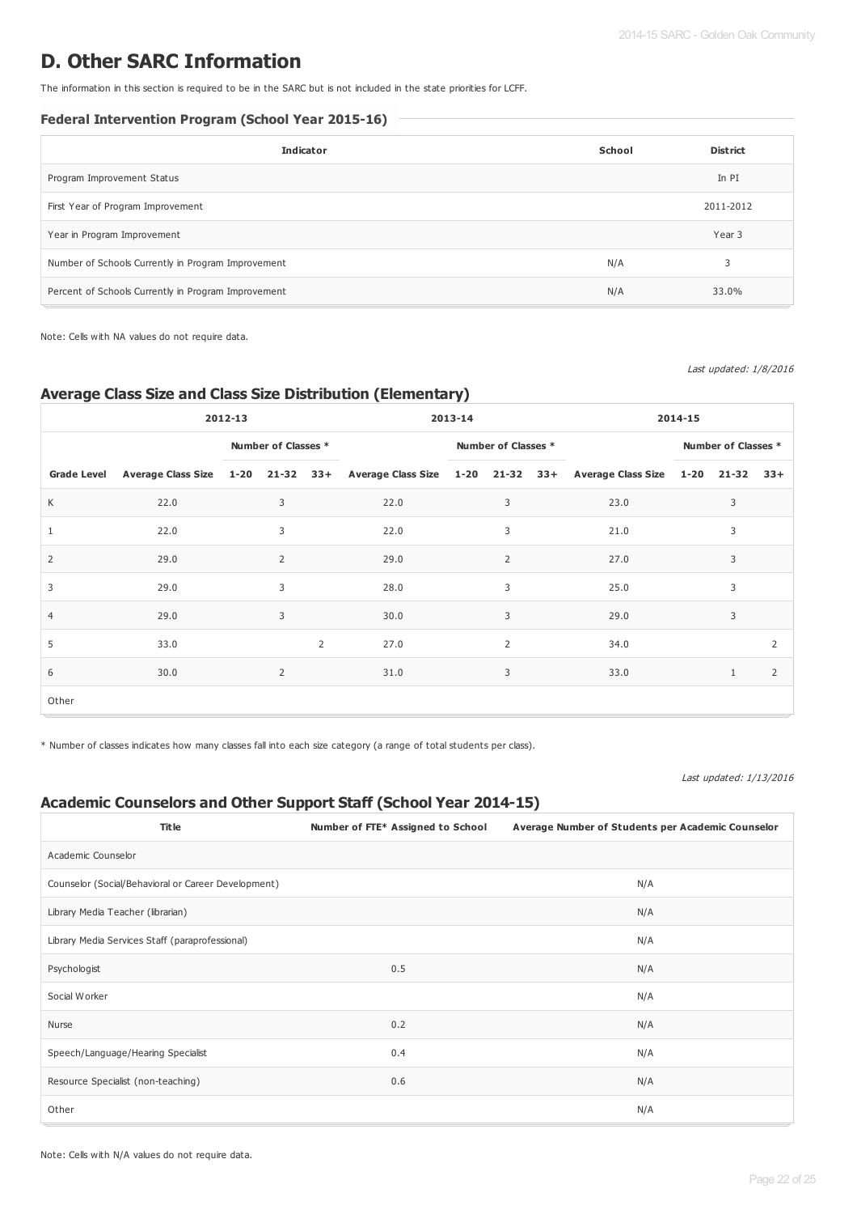# D. Other SARC Information

The information in this section is required to be in the SARC but is not included in the state priorities for LCFF.

### Federal Intervention Program (School Year 2015-16)

| Indicator | School | District |
|---|---|---|
| Program Improvement Status | | In PI |
| First Year of Program Improvement | | 2011-2012 |
| Year in Program Improvement | | Year 3 |
| Number of Schools Currently in Program Improvement | N/A | 3 |
| Percent of Schools Currently in Program Improvement | N/A | 33.0% |

Note: Cells with NA values do not require data.

*Last updated: 1/8/2016*

## Average Class Size and Class Size Distribution (Elementary)

| | 2012-13 | | | | 2013-14 | | | | 2014-15 | | | |
|---|---|---|---|---|---|---|---|---|---|---|---|---|
| | | Number of Classes * | | | | Number of Classes * | | | | Number of Classes * | | |
| Grade Level | Average Class Size | 1-20 | 21-32 | 33+ | Average Class Size | 1-20 | 21-32 | 33+ | Average Class Size | 1-20 | 21-32 | 33+ |
| K | 22.0 | | 3 | | 22.0 | | 3 | | 23.0 | | 3 | |
| 1 | 22.0 | | 3 | | 22.0 | | 3 | | 21.0 | | 3 | |
| 2 | 29.0 | | 2 | | 29.0 | | 2 | | 27.0 | | 3 | |
| 3 | 29.0 | | 3 | | 28.0 | | 3 | | 25.0 | | 3 | |
| 4 | 29.0 | | 3 | | 30.0 | | 3 | | 29.0 | | 3 | |
| 5 | 33.0 | | | 2 | 27.0 | | 2 | | 34.0 | | | 2 |
| 6 | 30.0 | | 2 | | 31.0 | | 3 | | 33.0 | | 1 | 2 |
| Other | | | | | | | | | | | | |

\* Number of classes indicates how many classes fall into each size category (a range of total students per class).

*Last updated: 1/13/2016*

## Academic Counselors and Other Support Staff (School Year 2014-15)

| Title | Number of FTE* Assigned to School | Average Number of Students per Academic Counselor |
|---|---|---|
| Academic Counselor | | |
| Counselor (Social/Behavioral or Career Development) | | N/A |
| Library Media Teacher (librarian) | | N/A |
| Library Media Services Staff (paraprofessional) | | N/A |
| Psychologist | 0.5 | N/A |
| Social Worker | | N/A |
| Nurse | 0.2 | N/A |
| Speech/Language/Hearing Specialist | 0.4 | N/A |
| Resource Specialist (non-teaching) | 0.6 | N/A |
| Other | | N/A |

Note: Cells with N/A values do not require data.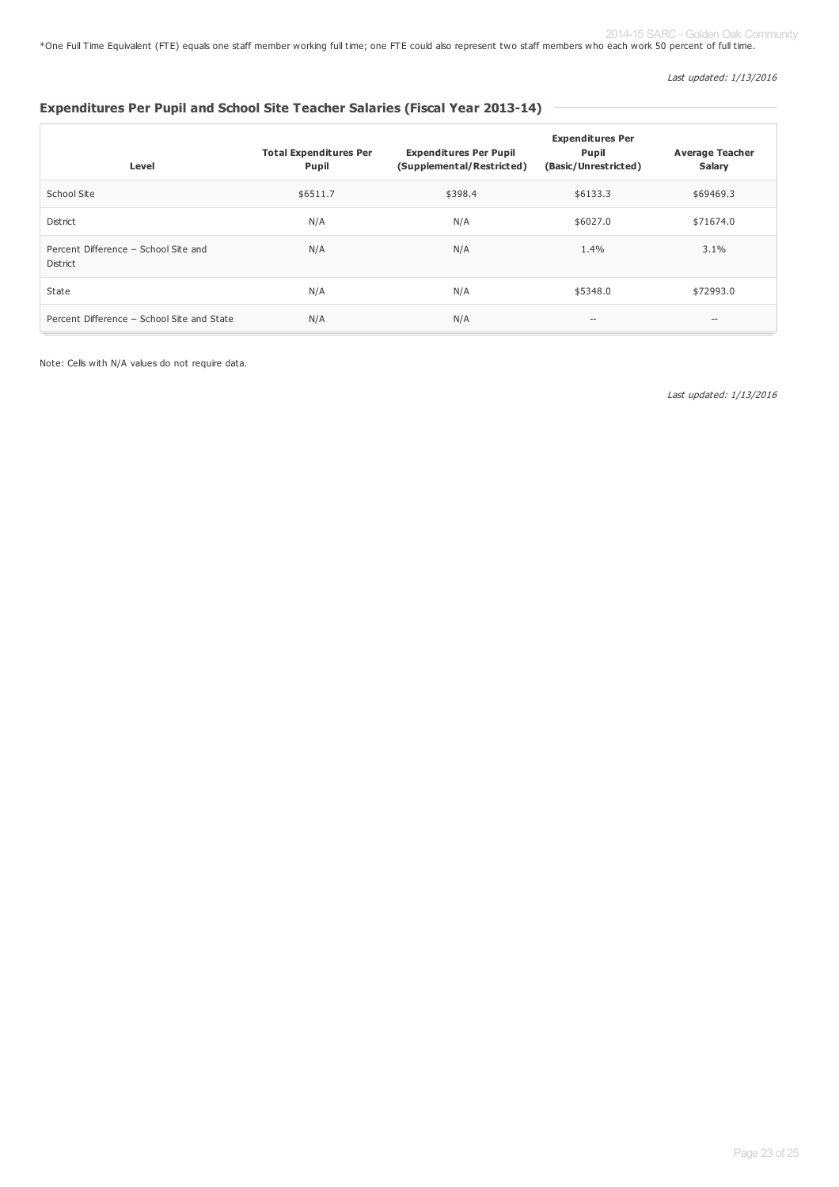*One Full Time Equivalent (FTE) equals one staff member working full time; one FTE could also represent two staff members who each work 50 percent of full time.

*Last updated: 1/13/2016*

### Expenditures Per Pupil and School Site Teacher Salaries (Fiscal Year 2013-14)

| Level | Total Expenditures Per Pupil | Expenditures Per Pupil (Supplemental/Restricted) | Expenditures Per Pupil (Basic/Unrestricted) | Average Teacher Salary |
|---|---|---|---|---|
| School Site | $6511.7 | $398.4 | $6133.3 | $69469.3 |
| District | N/A | N/A | $6027.0 | $71674.0 |
| Percent Difference – School Site and District | N/A | N/A | 1.4% | 3.1% |
| State | N/A | N/A | $5348.0 | $72993.0 |
| Percent Difference – School Site and State | N/A | N/A | -- | -- |

Note: Cells with N/A values do not require data.

*Last updated: 1/13/2016*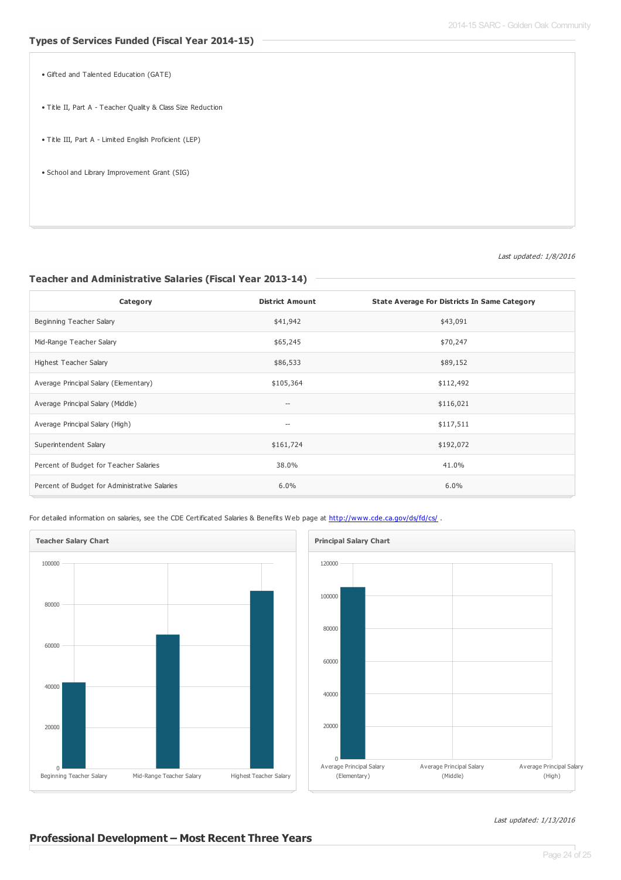## Types of Services Funded (Fiscal Year 2014-15)

- Gifted and Talented Education (GATE)
- Title II, Part A - Teacher Quality & Class Size Reduction
- Title III, Part A - Limited English Proficient (LEP)
- School and Library Improvement Grant (SIG)

*Last updated: 1/8/2016*

## Teacher and Administrative Salaries (Fiscal Year 2013-14)

| Category | District Amount | State Average For Districts In Same Category |
|---|---|---|
| Beginning Teacher Salary | $41,942 | $43,091 |
| Mid-Range Teacher Salary | $65,245 | $70,247 |
| Highest Teacher Salary | $86,533 | $89,152 |
| Average Principal Salary (Elementary) | $105,364 | $112,492 |
| Average Principal Salary (Middle) | -- | $116,021 |
| Average Principal Salary (High) | -- | $117,511 |
| Superintendent Salary | $161,724 | $192,072 |
| Percent of Budget for Teacher Salaries | 38.0% | 41.0% |
| Percent of Budget for Administrative Salaries | 6.0% | 6.0% |

For detailed information on salaries, see the CDE Certificated Salaries & Benefits Web page at http://www.cde.ca.gov/ds/fd/cs/ .

**Teacher Salary Chart**

**Principal Salary Chart**

*Last updated: 1/13/2016*

## Professional Development – Most Recent Three Years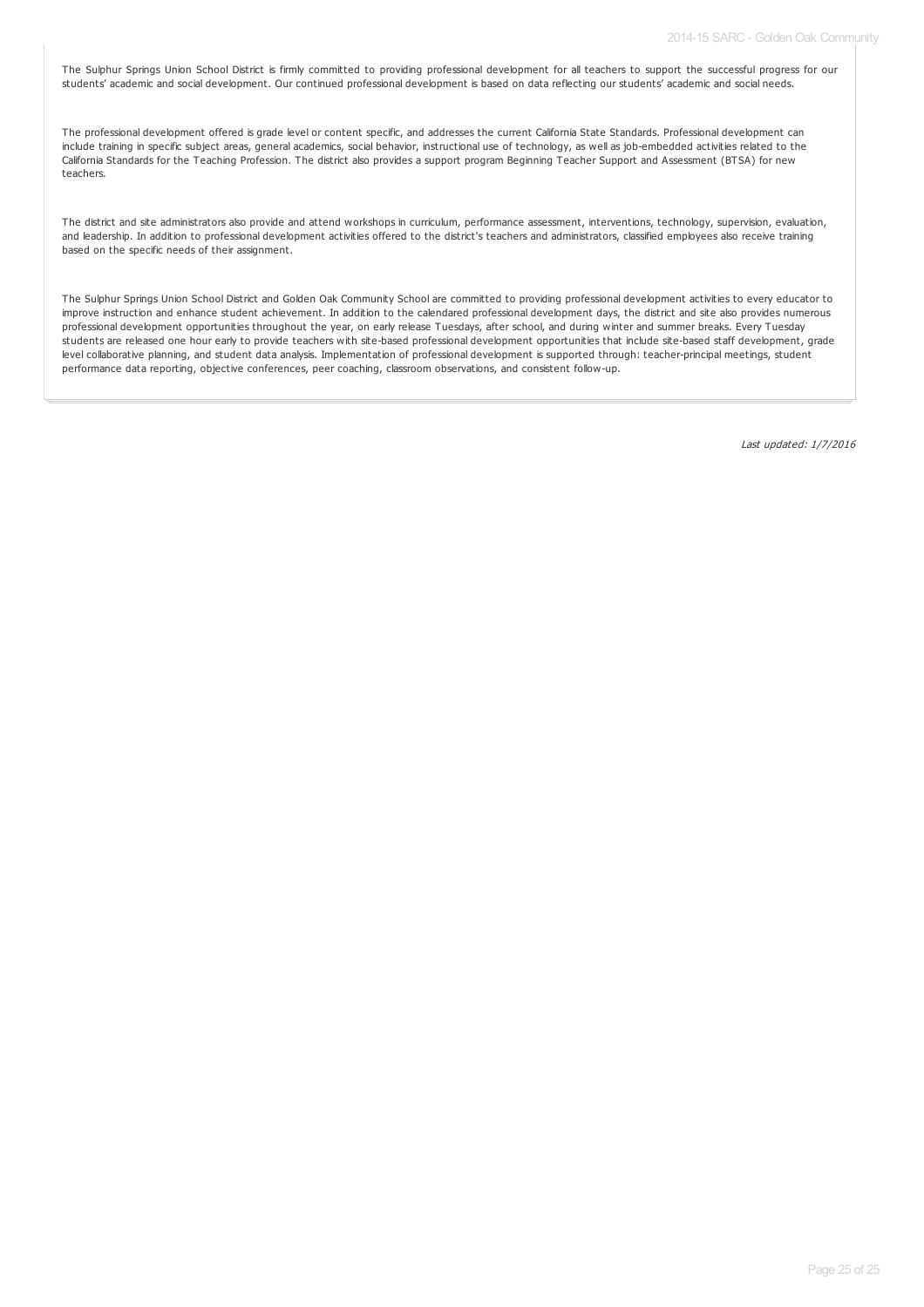The Sulphur Springs Union School District is firmly committed to providing professional development for all teachers to support the successful progress for our students' academic and social development. Our continued professional development is based on data reflecting our students' academic and social needs.

The professional development offered is grade level or content specific, and addresses the current California State Standards. Professional development can include training in specific subject areas, general academics, social behavior, instructional use of technology, as well as job-embedded activities related to the California Standards for the Teaching Profession. The district also provides a support program Beginning Teacher Support and Assessment (BTSA) for new teachers.

The district and site administrators also provide and attend workshops in curriculum, performance assessment, interventions, technology, supervision, evaluation, and leadership. In addition to professional development activities offered to the district's teachers and administrators, classified employees also receive training based on the specific needs of their assignment.

The Sulphur Springs Union School District and Golden Oak Community School are committed to providing professional development activities to every educator to improve instruction and enhance student achievement. In addition to the calendared professional development days, the district and site also provides numerous professional development opportunities throughout the year, on early release Tuesdays, after school, and during winter and summer breaks. Every Tuesday students are released one hour early to provide teachers with site-based professional development opportunities that include site-based staff development, grade level collaborative planning, and student data analysis. Implementation of professional development is supported through: teacher-principal meetings, student performance data reporting, objective conferences, peer coaching, classroom observations, and consistent follow-up.

*Last updated: 1/7/2016*